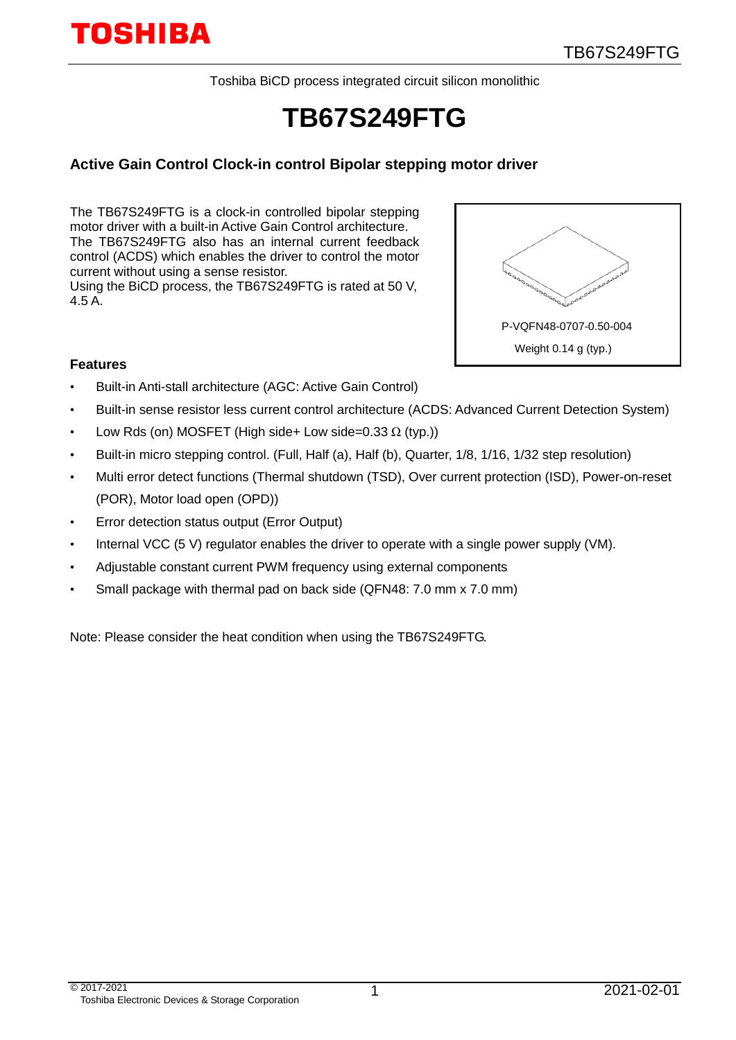Toshiba BiCD process integrated circuit silicon monolithic

# TB67S249FTG

## Active Gain Control Clock-in control Bipolar stepping motor driver

The TB67S249FTG is a clock-in controlled bipolar stepping motor driver with a built-in Active Gain Control architecture. The TB67S249FTG also has an internal current feedback control (ACDS) which enables the driver to control the motor current without using a sense resistor.
Using the BiCD process, the TB67S249FTG is rated at 50 V, 4.5 A.

P-VQFN48-0707-0.50-004

Weight 0.14 g (typ.)

### Features

- Built-in Anti-stall architecture (AGC: Active Gain Control)
- Built-in sense resistor less current control architecture (ACDS: Advanced Current Detection System)
- Low Rds (on) MOSFET (High side+ Low side=0.33 Ω (typ.))
- Built-in micro stepping control. (Full, Half (a), Half (b), Quarter, 1/8, 1/16, 1/32 step resolution)
- Multi error detect functions (Thermal shutdown (TSD), Over current protection (ISD), Power-on-reset (POR), Motor load open (OPD))
- Error detection status output (Error Output)
- Internal VCC (5 V) regulator enables the driver to operate with a single power supply (VM).
- Adjustable constant current PWM frequency using external components
- Small package with thermal pad on back side (QFN48: 7.0 mm x 7.0 mm)

Note: Please consider the heat condition when using the TB67S249FTG.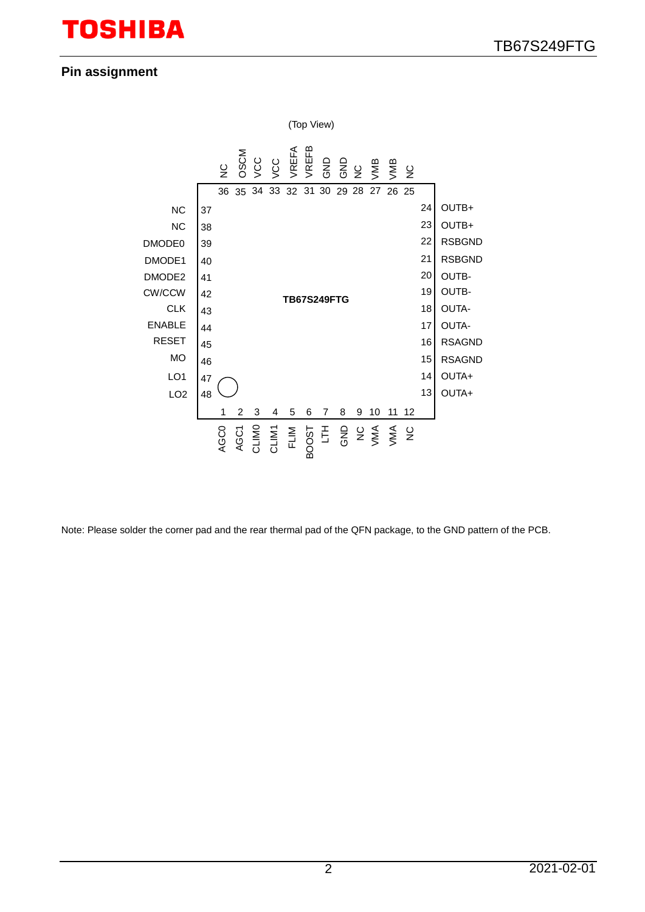## Pin assignment

(Top View)

| Pin | Name |
|---|---|
| 1 | AGC0 |
| 2 | AGC1 |
| 3 | CLIM0 |
| 4 | CLIM1 |
| 5 | FLIM |
| 6 | BOOST |
| 7 | LTH |
| 8 | GND |
| 9 | NC |
| 10 | VMA |
| 11 | VMA |
| 12 | NC |
| 13 | OUTA+ |
| 14 | OUTA+ |
| 15 | RSAGND |
| 16 | RSAGND |
| 17 | OUTA- |
| 18 | OUTA- |
| 19 | OUTB- |
| 20 | OUTB- |
| 21 | RSBGND |
| 22 | RSBGND |
| 23 | OUTB+ |
| 24 | OUTB+ |
| 25 | NC |
| 26 | VMB |
| 27 | VMB |
| 28 | NC |
| 29 | GND |
| 30 | GND |
| 31 | VREFB |
| 32 | VREFA |
| 33 | VCC |
| 34 | VCC |
| 35 | OSCM |
| 36 | NC |
| 37 | NC |
| 38 | NC |
| 39 | DMODE0 |
| 40 | DMODE1 |
| 41 | DMODE2 |
| 42 | CW/CCW |
| 43 | CLK |
| 44 | ENABLE |
| 45 | RESET |
| 46 | MO |
| 47 | LO1 |
| 48 | LO2 |

TB67S249FTG

Note: Please solder the corner pad and the rear thermal pad of the QFN package, to the GND pattern of the PCB.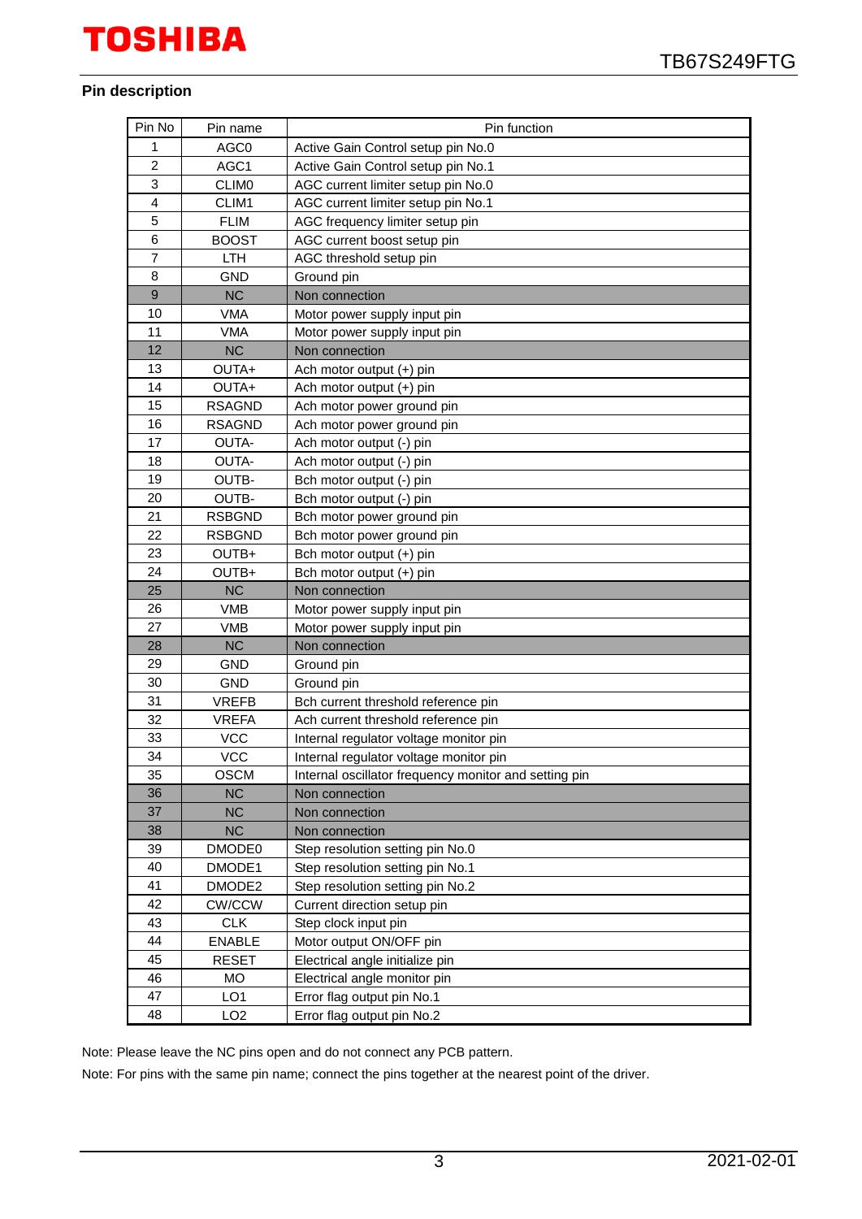## Pin description

| Pin No | Pin name | Pin function |
|---|---|---|
| 1 | AGC0 | Active Gain Control setup pin No.0 |
| 2 | AGC1 | Active Gain Control setup pin No.1 |
| 3 | CLIM0 | AGC current limiter setup pin No.0 |
| 4 | CLIM1 | AGC current limiter setup pin No.1 |
| 5 | FLIM | AGC frequency limiter setup pin |
| 6 | BOOST | AGC current boost setup pin |
| 7 | LTH | AGC threshold setup pin |
| 8 | GND | Ground pin |
| 9 | NC | Non connection |
| 10 | VMA | Motor power supply input pin |
| 11 | VMA | Motor power supply input pin |
| 12 | NC | Non connection |
| 13 | OUTA+ | Ach motor output (+) pin |
| 14 | OUTA+ | Ach motor output (+) pin |
| 15 | RSAGND | Ach motor power ground pin |
| 16 | RSAGND | Ach motor power ground pin |
| 17 | OUTA- | Ach motor output (-) pin |
| 18 | OUTA- | Ach motor output (-) pin |
| 19 | OUTB- | Bch motor output (-) pin |
| 20 | OUTB- | Bch motor output (-) pin |
| 21 | RSBGND | Bch motor power ground pin |
| 22 | RSBGND | Bch motor power ground pin |
| 23 | OUTB+ | Bch motor output (+) pin |
| 24 | OUTB+ | Bch motor output (+) pin |
| 25 | NC | Non connection |
| 26 | VMB | Motor power supply input pin |
| 27 | VMB | Motor power supply input pin |
| 28 | NC | Non connection |
| 29 | GND | Ground pin |
| 30 | GND | Ground pin |
| 31 | VREFB | Bch current threshold reference pin |
| 32 | VREFA | Ach current threshold reference pin |
| 33 | VCC | Internal regulator voltage monitor pin |
| 34 | VCC | Internal regulator voltage monitor pin |
| 35 | OSCM | Internal oscillator frequency monitor and setting pin |
| 36 | NC | Non connection |
| 37 | NC | Non connection |
| 38 | NC | Non connection |
| 39 | DMODE0 | Step resolution setting pin No.0 |
| 40 | DMODE1 | Step resolution setting pin No.1 |
| 41 | DMODE2 | Step resolution setting pin No.2 |
| 42 | CW/CCW | Current direction setup pin |
| 43 | CLK | Step clock input pin |
| 44 | ENABLE | Motor output ON/OFF pin |
| 45 | RESET | Electrical angle initialize pin |
| 46 | MO | Electrical angle monitor pin |
| 47 | LO1 | Error flag output pin No.1 |
| 48 | LO2 | Error flag output pin No.2 |

Note: Please leave the NC pins open and do not connect any PCB pattern.

Note: For pins with the same pin name; connect the pins together at the nearest point of the driver.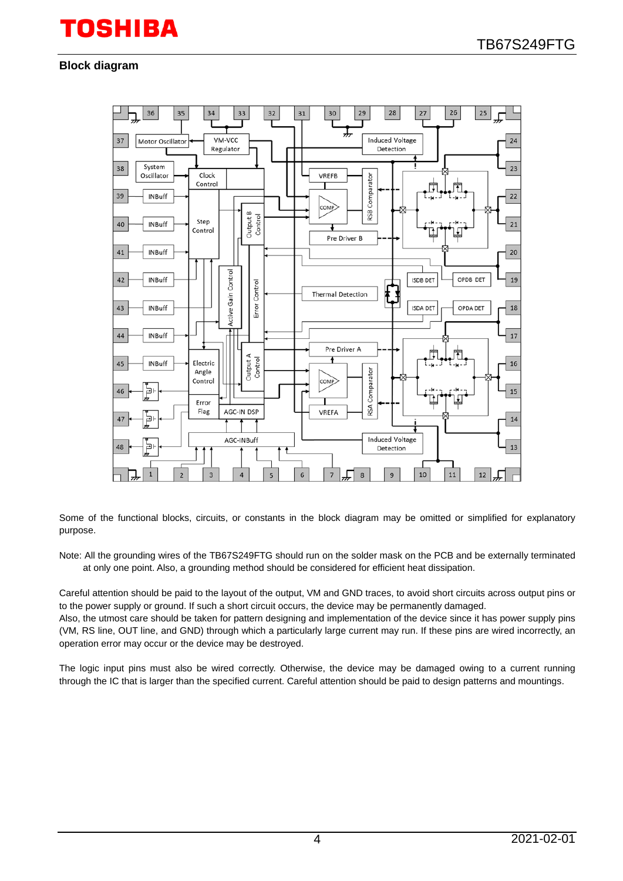## Block diagram

Some of the functional blocks, circuits, or constants in the block diagram may be omitted or simplified for explanatory purpose.

Note: All the grounding wires of the TB67S249FTG should run on the solder mask on the PCB and be externally terminated at only one point. Also, a grounding method should be considered for efficient heat dissipation.

Careful attention should be paid to the layout of the output, VM and GND traces, to avoid short circuits across output pins or to the power supply or ground. If such a short circuit occurs, the device may be permanently damaged.
Also, the utmost care should be taken for pattern designing and implementation of the device since it has power supply pins (VM, RS line, OUT line, and GND) through which a particularly large current may run. If these pins are wired incorrectly, an operation error may occur or the device may be destroyed.

The logic input pins must also be wired correctly. Otherwise, the device may be damaged owing to a current running through the IC that is larger than the specified current. Careful attention should be paid to design patterns and mountings.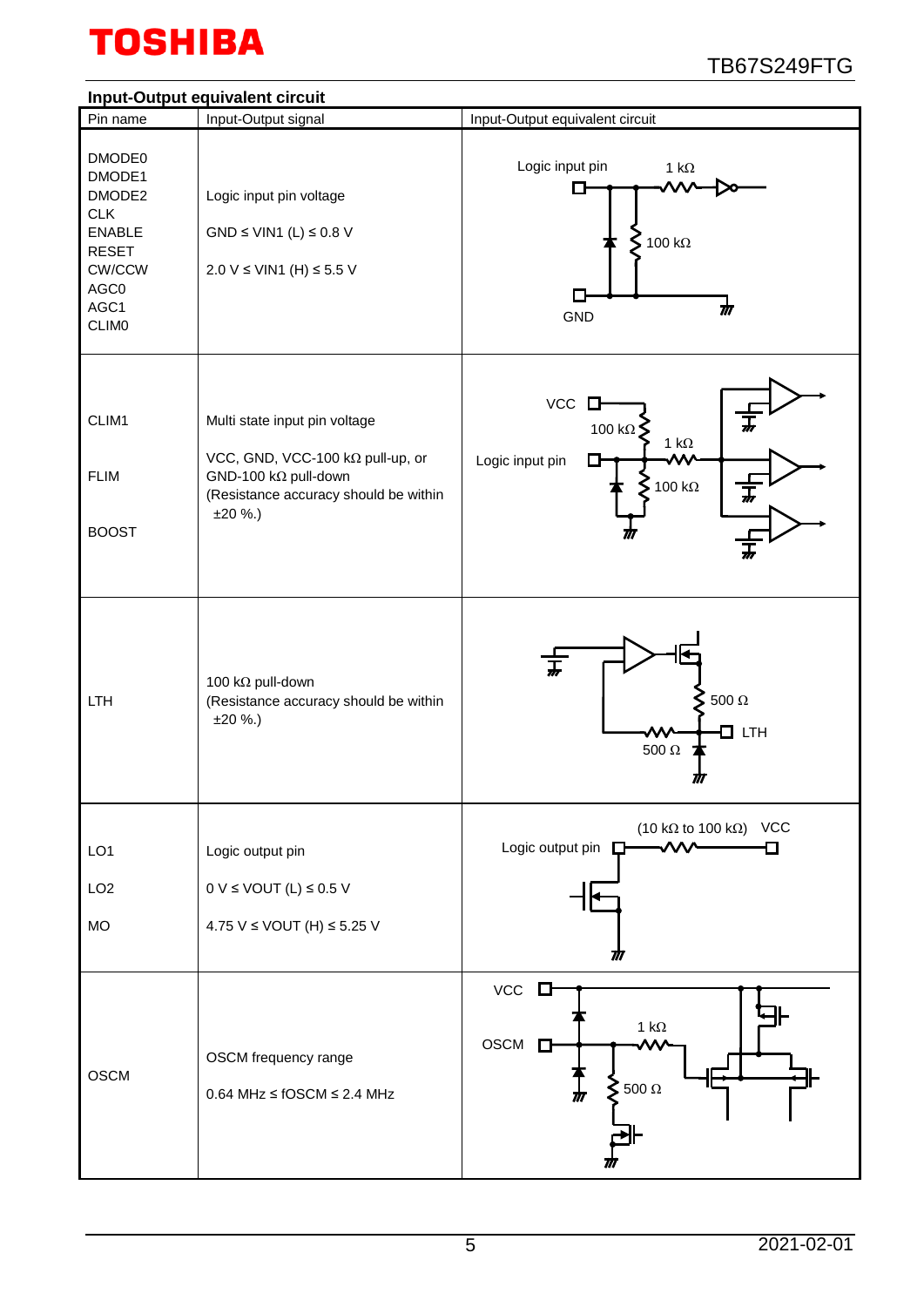### Input-Output equivalent circuit

| Pin name | Input-Output signal | Input-Output equivalent circuit |
|---|---|---|
| DMODE0<br>DMODE1<br>DMODE2<br>CLK<br>ENABLE<br>RESET<br>CW/CCW<br>AGC0<br>AGC1<br>CLIM0 | Logic input pin voltage<br><br>GND ≤ VIN1 (L) ≤ 0.8 V<br><br>2.0 V ≤ VIN1 (H) ≤ 5.5 V | Logic input pin<br>1 kΩ<br>100 kΩ<br>GND |
| CLIM1<br><br>FLIM<br><br>BOOST | Multi state input pin voltage<br><br>VCC, GND, VCC-100 kΩ pull-up, or GND-100 kΩ pull-down<br>(Resistance accuracy should be within ±20 %.) | VCC<br>100 kΩ<br>1 kΩ<br>Logic input pin<br>100 kΩ |
| LTH | 100 kΩ pull-down<br>(Resistance accuracy should be within ±20 %.) | 500 Ω<br>LTH<br>500 Ω |
| LO1<br><br>LO2<br><br>MO | Logic output pin<br><br>0 V ≤ VOUT (L) ≤ 0.5 V<br><br>4.75 V ≤ VOUT (H) ≤ 5.25 V | (10 kΩ to 100 kΩ) VCC<br>Logic output pin |
| OSCM | OSCM frequency range<br><br>0.64 MHz ≤ fOSCM ≤ 2.4 MHz | VCC<br>OSCM<br>1 kΩ<br>500 Ω |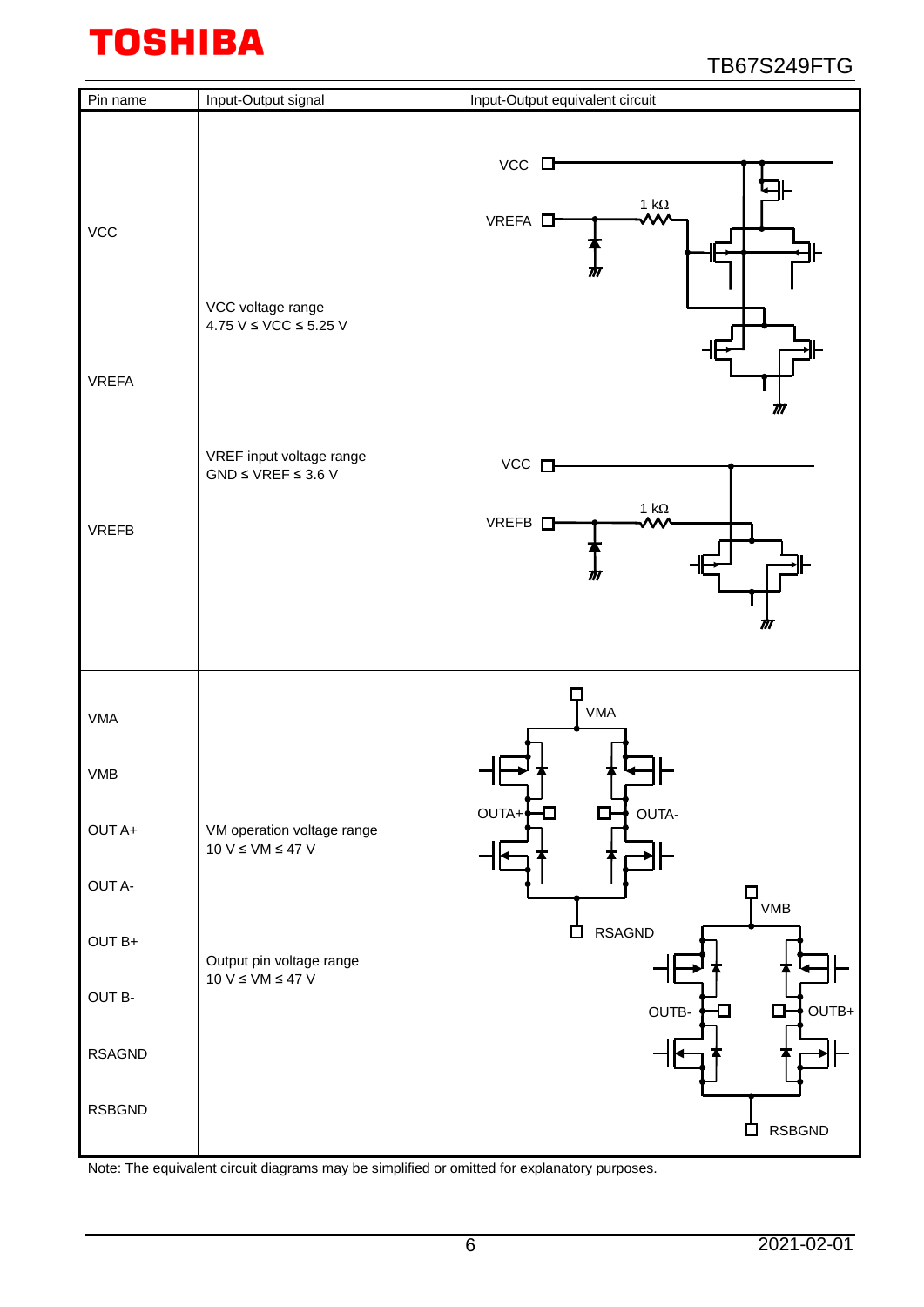| Pin name | Input-Output signal | Input-Output equivalent circuit |
|---|---|---|
| VCC<br>VREFA<br>VREFB | VCC voltage range<br>4.75 V ≤ VCC ≤ 5.25 V<br><br>VREF input voltage range<br>GND ≤ VREF ≤ 3.6 V | VCC, VREFA, 1 kΩ<br>VCC, VREFB, 1 kΩ |
| VMA<br>VMB<br>OUT A+<br>OUT A-<br>OUT B+<br>OUT B-<br>RSAGND<br>RSBGND | VM operation voltage range<br>10 V ≤ VM ≤ 47 V<br><br>Output pin voltage range<br>10 V ≤ VM ≤ 47 V | VMA, OUTA+, OUTA-, RSAGND<br>VMB, OUTB-, OUTB+, RSBGND |

Note: The equivalent circuit diagrams may be simplified or omitted for explanatory purposes.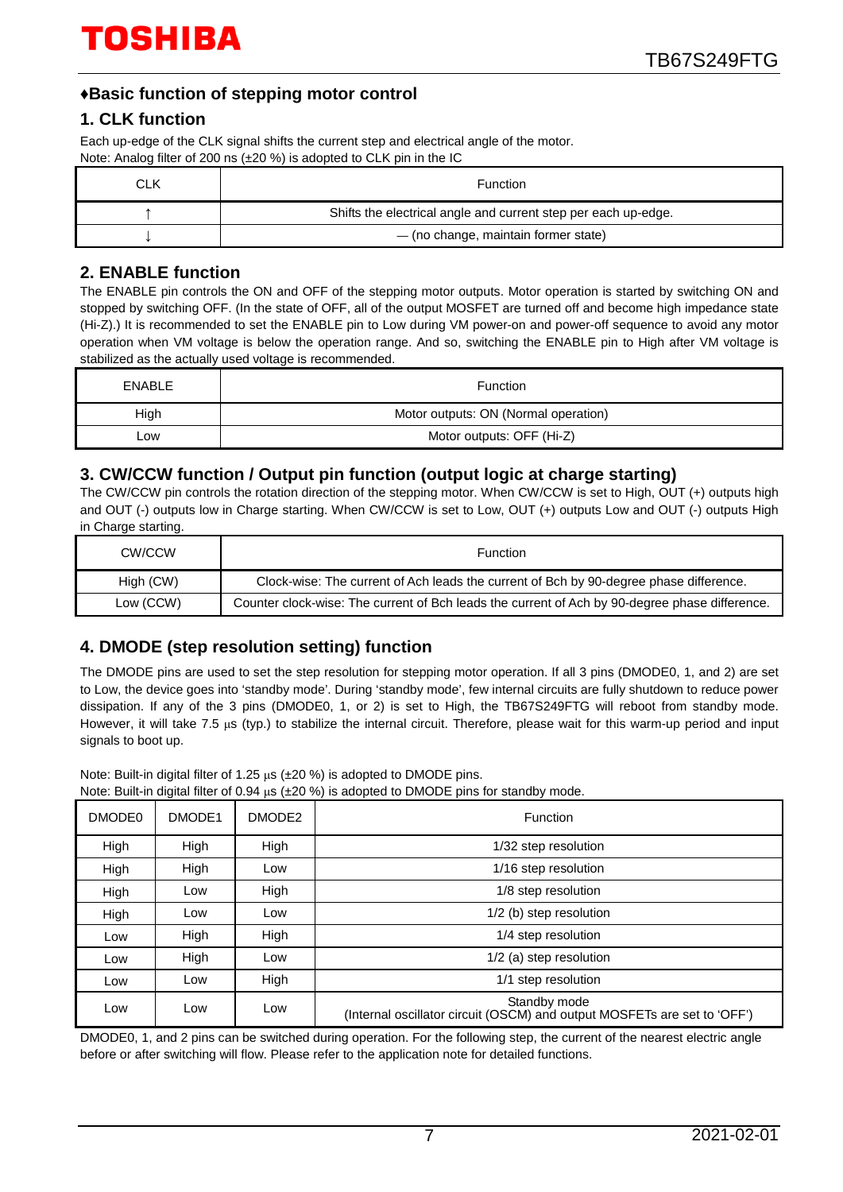## ♦Basic function of stepping motor control

### 1. CLK function

Each up-edge of the CLK signal shifts the current step and electrical angle of the motor.
Note: Analog filter of 200 ns (±20 %) is adopted to CLK pin in the IC

| CLK | Function |
|---|---|
| ↑ | Shifts the electrical angle and current step per each up-edge. |
| ↓ | — (no change, maintain former state) |

### 2. ENABLE function

The ENABLE pin controls the ON and OFF of the stepping motor outputs. Motor operation is started by switching ON and stopped by switching OFF. (In the state of OFF, all of the output MOSFET are turned off and become high impedance state (Hi-Z).) It is recommended to set the ENABLE pin to Low during VM power-on and power-off sequence to avoid any motor operation when VM voltage is below the operation range. And so, switching the ENABLE pin to High after VM voltage is stabilized as the actually used voltage is recommended.

| ENABLE | Function |
|---|---|
| High | Motor outputs: ON (Normal operation) |
| Low | Motor outputs: OFF (Hi-Z) |

### 3. CW/CCW function / Output pin function (output logic at charge starting)

The CW/CCW pin controls the rotation direction of the stepping motor. When CW/CCW is set to High, OUT (+) outputs high and OUT (-) outputs low in Charge starting. When CW/CCW is set to Low, OUT (+) outputs Low and OUT (-) outputs High in Charge starting.

| CW/CCW | Function |
|---|---|
| High (CW) | Clock-wise: The current of Ach leads the current of Bch by 90-degree phase difference. |
| Low (CCW) | Counter clock-wise: The current of Bch leads the current of Ach by 90-degree phase difference. |

### 4. DMODE (step resolution setting) function

The DMODE pins are used to set the step resolution for stepping motor operation. If all 3 pins (DMODE0, 1, and 2) are set to Low, the device goes into 'standby mode'. During 'standby mode', few internal circuits are fully shutdown to reduce power dissipation. If any of the 3 pins (DMODE0, 1, or 2) is set to High, the TB67S249FTG will reboot from standby mode. However, it will take 7.5 μs (typ.) to stabilize the internal circuit. Therefore, please wait for this warm-up period and input signals to boot up.

Note: Built-in digital filter of 1.25 μs (±20 %) is adopted to DMODE pins.
Note: Built-in digital filter of 0.94 μs (±20 %) is adopted to DMODE pins for standby mode.

| DMODE0 | DMODE1 | DMODE2 | Function |
|---|---|---|---|
| High | High | High | 1/32 step resolution |
| High | High | Low | 1/16 step resolution |
| High | Low | High | 1/8 step resolution |
| High | Low | Low | 1/2 (b) step resolution |
| Low | High | High | 1/4 step resolution |
| Low | High | Low | 1/2 (a) step resolution |
| Low | Low | High | 1/1 step resolution |
| Low | Low | Low | Standby mode<br>(Internal oscillator circuit (OSCM) and output MOSFETs are set to 'OFF') |

DMODE0, 1, and 2 pins can be switched during operation. For the following step, the current of the nearest electric angle before or after switching will flow. Please refer to the application note for detailed functions.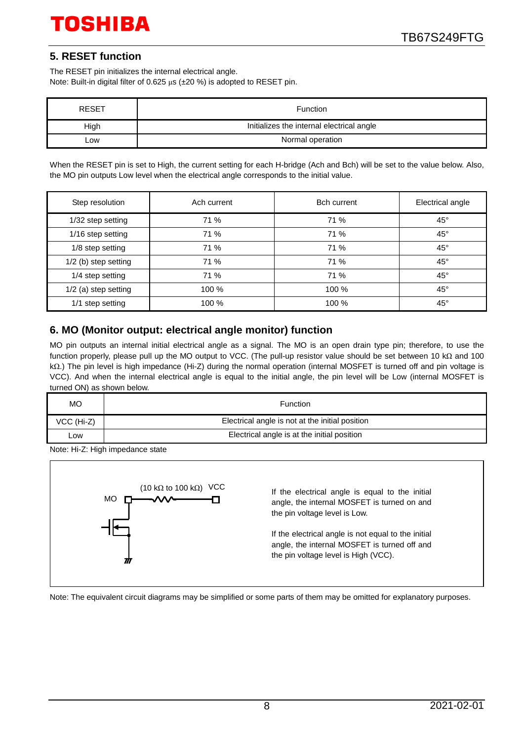## 5. RESET function

The RESET pin initializes the internal electrical angle.
Note: Built-in digital filter of 0.625 μs (±20 %) is adopted to RESET pin.

| RESET | Function |
|---|---|
| High | Initializes the internal electrical angle |
| Low | Normal operation |

When the RESET pin is set to High, the current setting for each H-bridge (Ach and Bch) will be set to the value below. Also, the MO pin outputs Low level when the electrical angle corresponds to the initial value.

| Step resolution | Ach current | Bch current | Electrical angle |
|---|---|---|---|
| 1/32 step setting | 71 % | 71 % | 45° |
| 1/16 step setting | 71 % | 71 % | 45° |
| 1/8 step setting | 71 % | 71 % | 45° |
| 1/2 (b) step setting | 71 % | 71 % | 45° |
| 1/4 step setting | 71 % | 71 % | 45° |
| 1/2 (a) step setting | 100 % | 100 % | 45° |
| 1/1 step setting | 100 % | 100 % | 45° |

## 6. MO (Monitor output: electrical angle monitor) function

MO pin outputs an internal initial electrical angle as a signal. The MO is an open drain type pin; therefore, to use the function properly, please pull up the MO output to VCC. (The pull-up resistor value should be set between 10 kΩ and 100 kΩ.) The pin level is high impedance (Hi-Z) during the normal operation (internal MOSFET is turned off and pin voltage is VCC). And when the internal electrical angle is equal to the initial angle, the pin level will be Low (internal MOSFET is turned ON) as shown below.

| MO | Function |
|---|---|
| VCC (Hi-Z) | Electrical angle is not at the initial position |
| Low | Electrical angle is at the initial position |

Note: Hi-Z: High impedance state

MO (10 kΩ to 100 kΩ) VCC

If the electrical angle is equal to the initial angle, the internal MOSFET is turned on and the pin voltage level is Low.

If the electrical angle is not equal to the initial angle, the internal MOSFET is turned off and the pin voltage level is High (VCC).

Note: The equivalent circuit diagrams may be simplified or some parts of them may be omitted for explanatory purposes.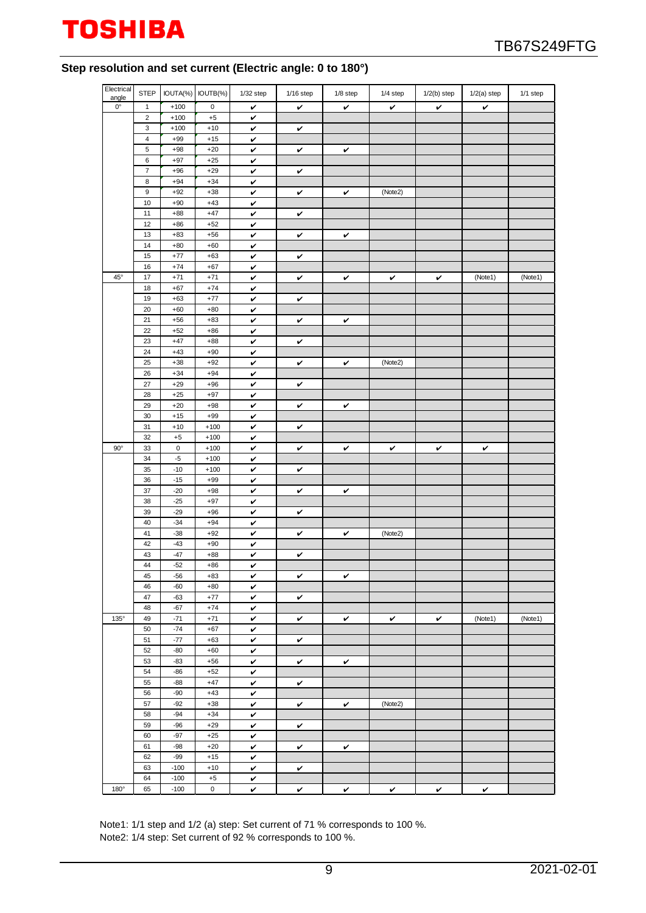## Step resolution and set current (Electric angle: 0 to 180°)

| Electrical angle | STEP | IOUTA(%) | IOUTB(%) | 1/32 step | 1/16 step | 1/8 step | 1/4 step | 1/2(b) step | 1/2(a) step | 1/1 step |
|---|---|---|---|---|---|---|---|---|---|---|
| 0° | 1 | +100 | 0 | ✔ | ✔ | ✔ | ✔ | ✔ | ✔ | |
| | 2 | +100 | +5 | ✔ | | | | | | |
| | 3 | +100 | +10 | ✔ | ✔ | | | | | |
| | 4 | +99 | +15 | ✔ | | | | | | |
| | 5 | +98 | +20 | ✔ | ✔ | ✔ | | | | |
| | 6 | +97 | +25 | ✔ | | | | | | |
| | 7 | +96 | +29 | ✔ | ✔ | | | | | |
| | 8 | +94 | +34 | ✔ | | | | | | |
| | 9 | +92 | +38 | ✔ | ✔ | ✔ | (Note2) | | | |
| | 10 | +90 | +43 | ✔ | | | | | | |
| | 11 | +88 | +47 | ✔ | ✔ | | | | | |
| | 12 | +86 | +52 | ✔ | | | | | | |
| | 13 | +83 | +56 | ✔ | ✔ | ✔ | | | | |
| | 14 | +80 | +60 | ✔ | | | | | | |
| | 15 | +77 | +63 | ✔ | ✔ | | | | | |
| | 16 | +74 | +67 | ✔ | | | | | | |
| 45° | 17 | +71 | +71 | ✔ | ✔ | ✔ | ✔ | ✔ | (Note1) | (Note1) |
| | 18 | +67 | +74 | ✔ | | | | | | |
| | 19 | +63 | +77 | ✔ | ✔ | | | | | |
| | 20 | +60 | +80 | ✔ | | | | | | |
| | 21 | +56 | +83 | ✔ | ✔ | ✔ | | | | |
| | 22 | +52 | +86 | ✔ | | | | | | |
| | 23 | +47 | +88 | ✔ | ✔ | | | | | |
| | 24 | +43 | +90 | ✔ | | | | | | |
| | 25 | +38 | +92 | ✔ | ✔ | ✔ | (Note2) | | | |
| | 26 | +34 | +94 | ✔ | | | | | | |
| | 27 | +29 | +96 | ✔ | ✔ | | | | | |
| | 28 | +25 | +97 | ✔ | | | | | | |
| | 29 | +20 | +98 | ✔ | ✔ | ✔ | | | | |
| | 30 | +15 | +99 | ✔ | | | | | | |
| | 31 | +10 | +100 | ✔ | ✔ | | | | | |
| | 32 | +5 | +100 | ✔ | | | | | | |
| 90° | 33 | 0 | +100 | ✔ | ✔ | ✔ | ✔ | ✔ | ✔ | |
| | 34 | -5 | +100 | ✔ | | | | | | |
| | 35 | -10 | +100 | ✔ | ✔ | | | | | |
| | 36 | -15 | +99 | ✔ | | | | | | |
| | 37 | -20 | +98 | ✔ | ✔ | ✔ | | | | |
| | 38 | -25 | +97 | ✔ | | | | | | |
| | 39 | -29 | +96 | ✔ | ✔ | | | | | |
| | 40 | -34 | +94 | ✔ | | | | | | |
| | 41 | -38 | +92 | ✔ | ✔ | ✔ | (Note2) | | | |
| | 42 | -43 | +90 | ✔ | | | | | | |
| | 43 | -47 | +88 | ✔ | ✔ | | | | | |
| | 44 | -52 | +86 | ✔ | | | | | | |
| | 45 | -56 | +83 | ✔ | ✔ | ✔ | | | | |
| | 46 | -60 | +80 | ✔ | | | | | | |
| | 47 | -63 | +77 | ✔ | ✔ | | | | | |
| | 48 | -67 | +74 | ✔ | | | | | | |
| 135° | 49 | -71 | +71 | ✔ | ✔ | ✔ | ✔ | ✔ | (Note1) | (Note1) |
| | 50 | -74 | +67 | ✔ | | | | | | |
| | 51 | -77 | +63 | ✔ | ✔ | | | | | |
| | 52 | -80 | +60 | ✔ | | | | | | |
| | 53 | -83 | +56 | ✔ | ✔ | ✔ | | | | |
| | 54 | -86 | +52 | ✔ | | | | | | |
| | 55 | -88 | +47 | ✔ | ✔ | | | | | |
| | 56 | -90 | +43 | ✔ | | | | | | |
| | 57 | -92 | +38 | ✔ | ✔ | ✔ | (Note2) | | | |
| | 58 | -94 | +34 | ✔ | | | | | | |
| | 59 | -96 | +29 | ✔ | ✔ | | | | | |
| | 60 | -97 | +25 | ✔ | | | | | | |
| | 61 | -98 | +20 | ✔ | ✔ | ✔ | | | | |
| | 62 | -99 | +15 | ✔ | | | | | | |
| | 63 | -100 | +10 | ✔ | ✔ | | | | | |
| | 64 | -100 | +5 | ✔ | | | | | | |
| 180° | 65 | -100 | 0 | ✔ | ✔ | ✔ | ✔ | ✔ | ✔ | |

Note1: 1/1 step and 1/2 (a) step: Set current of 71 % corresponds to 100 %.
Note2: 1/4 step: Set current of 92 % corresponds to 100 %.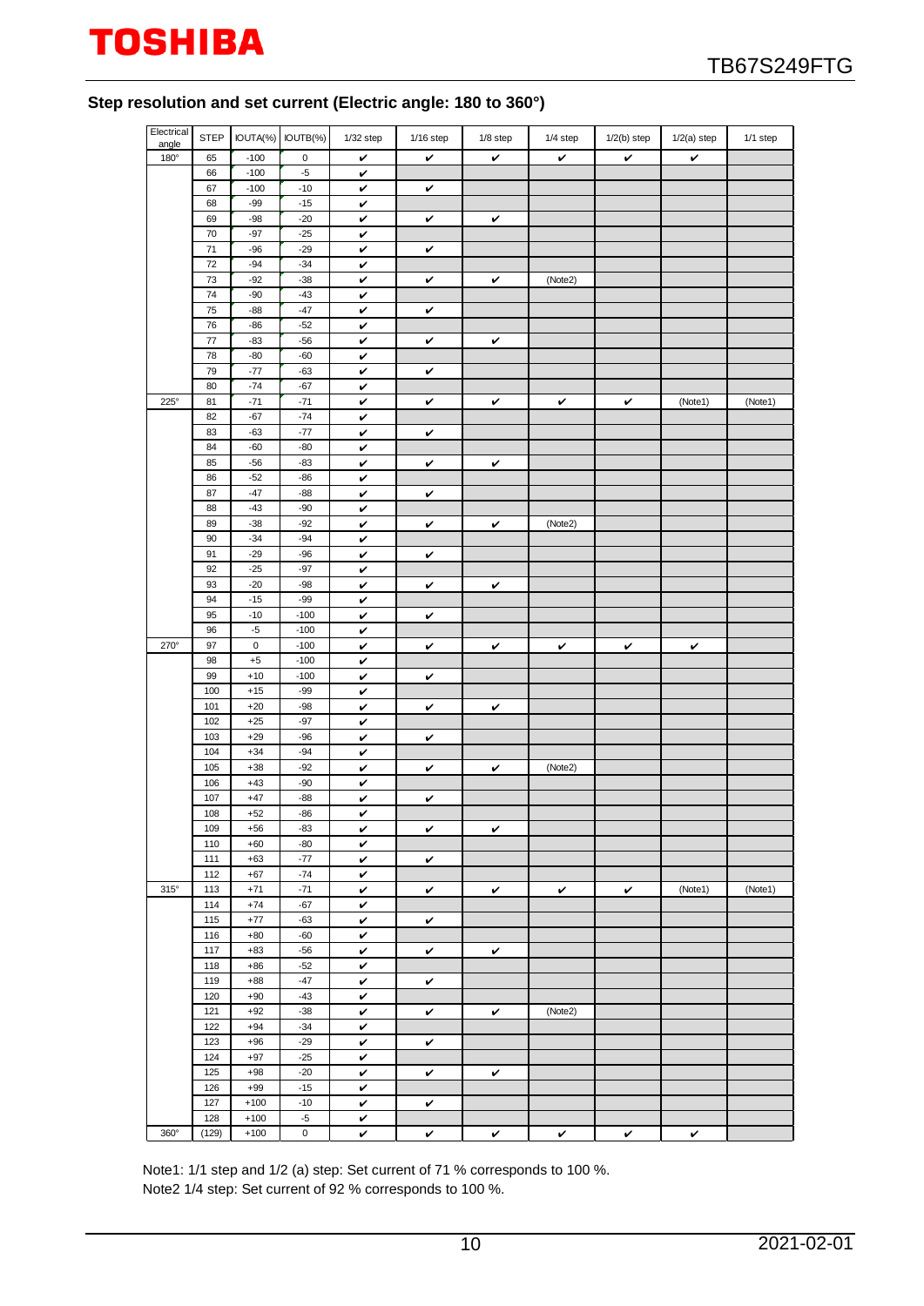### Step resolution and set current (Electric angle: 180 to 360°)

| Electrical angle | STEP | IOUTA(%) | IOUTB(%) | 1/32 step | 1/16 step | 1/8 step | 1/4 step | 1/2(b) step | 1/2(a) step | 1/1 step |
|---|---|---|---|---|---|---|---|---|---|---|
| 180° | 65 | -100 | 0 | ✔ | ✔ | ✔ | ✔ | ✔ | ✔ | |
| | 66 | -100 | -5 | ✔ | | | | | | |
| | 67 | -100 | -10 | ✔ | ✔ | | | | | |
| | 68 | -99 | -15 | ✔ | | | | | | |
| | 69 | -98 | -20 | ✔ | ✔ | ✔ | | | | |
| | 70 | -97 | -25 | ✔ | | | | | | |
| | 71 | -96 | -29 | ✔ | ✔ | | | | | |
| | 72 | -94 | -34 | ✔ | | | | | | |
| | 73 | -92 | -38 | ✔ | ✔ | ✔ | (Note2) | | | |
| | 74 | -90 | -43 | ✔ | | | | | | |
| | 75 | -88 | -47 | ✔ | ✔ | | | | | |
| | 76 | -86 | -52 | ✔ | | | | | | |
| | 77 | -83 | -56 | ✔ | ✔ | ✔ | | | | |
| | 78 | -80 | -60 | ✔ | | | | | | |
| | 79 | -77 | -63 | ✔ | ✔ | | | | | |
| | 80 | -74 | -67 | ✔ | | | | | | |
| 225° | 81 | -71 | -71 | ✔ | ✔ | ✔ | ✔ | ✔ | (Note1) | (Note1) |
| | 82 | -67 | -74 | ✔ | | | | | | |
| | 83 | -63 | -77 | ✔ | ✔ | | | | | |
| | 84 | -60 | -80 | ✔ | | | | | | |
| | 85 | -56 | -83 | ✔ | ✔ | ✔ | | | | |
| | 86 | -52 | -86 | ✔ | | | | | | |
| | 87 | -47 | -88 | ✔ | ✔ | | | | | |
| | 88 | -43 | -90 | ✔ | | | | | | |
| | 89 | -38 | -92 | ✔ | ✔ | ✔ | (Note2) | | | |
| | 90 | -34 | -94 | ✔ | | | | | | |
| | 91 | -29 | -96 | ✔ | ✔ | | | | | |
| | 92 | -25 | -97 | ✔ | | | | | | |
| | 93 | -20 | -98 | ✔ | ✔ | ✔ | | | | |
| | 94 | -15 | -99 | ✔ | | | | | | |
| | 95 | -10 | -100 | ✔ | ✔ | | | | | |
| | 96 | -5 | -100 | ✔ | | | | | | |
| 270° | 97 | 0 | -100 | ✔ | ✔ | ✔ | ✔ | ✔ | ✔ | |
| | 98 | +5 | -100 | ✔ | | | | | | |
| | 99 | +10 | -100 | ✔ | ✔ | | | | | |
| | 100 | +15 | -99 | ✔ | | | | | | |
| | 101 | +20 | -98 | ✔ | ✔ | ✔ | | | | |
| | 102 | +25 | -97 | ✔ | | | | | | |
| | 103 | +29 | -96 | ✔ | ✔ | | | | | |
| | 104 | +34 | -94 | ✔ | | | | | | |
| | 105 | +38 | -92 | ✔ | ✔ | ✔ | (Note2) | | | |
| | 106 | +43 | -90 | ✔ | | | | | | |
| | 107 | +47 | -88 | ✔ | ✔ | | | | | |
| | 108 | +52 | -86 | ✔ | | | | | | |
| | 109 | +56 | -83 | ✔ | ✔ | ✔ | | | | |
| | 110 | +60 | -80 | ✔ | | | | | | |
| | 111 | +63 | -77 | ✔ | ✔ | | | | | |
| | 112 | +67 | -74 | ✔ | | | | | | |
| 315° | 113 | +71 | -71 | ✔ | ✔ | ✔ | ✔ | ✔ | (Note1) | (Note1) |
| | 114 | +74 | -67 | ✔ | | | | | | |
| | 115 | +77 | -63 | ✔ | ✔ | | | | | |
| | 116 | +80 | -60 | ✔ | | | | | | |
| | 117 | +83 | -56 | ✔ | ✔ | ✔ | | | | |
| | 118 | +86 | -52 | ✔ | | | | | | |
| | 119 | +88 | -47 | ✔ | ✔ | | | | | |
| | 120 | +90 | -43 | ✔ | | | | | | |
| | 121 | +92 | -38 | ✔ | ✔ | ✔ | (Note2) | | | |
| | 122 | +94 | -34 | ✔ | | | | | | |
| | 123 | +96 | -29 | ✔ | ✔ | | | | | |
| | 124 | +97 | -25 | ✔ | | | | | | |
| | 125 | +98 | -20 | ✔ | ✔ | ✔ | | | | |
| | 126 | +99 | -15 | ✔ | | | | | | |
| | 127 | +100 | -10 | ✔ | ✔ | | | | | |
| | 128 | +100 | -5 | ✔ | | | | | | |
| 360° | (129) | +100 | 0 | ✔ | ✔ | ✔ | ✔ | ✔ | ✔ | |

Note1: 1/1 step and 1/2 (a) step: Set current of 71 % corresponds to 100 %.
Note2 1/4 step: Set current of 92 % corresponds to 100 %.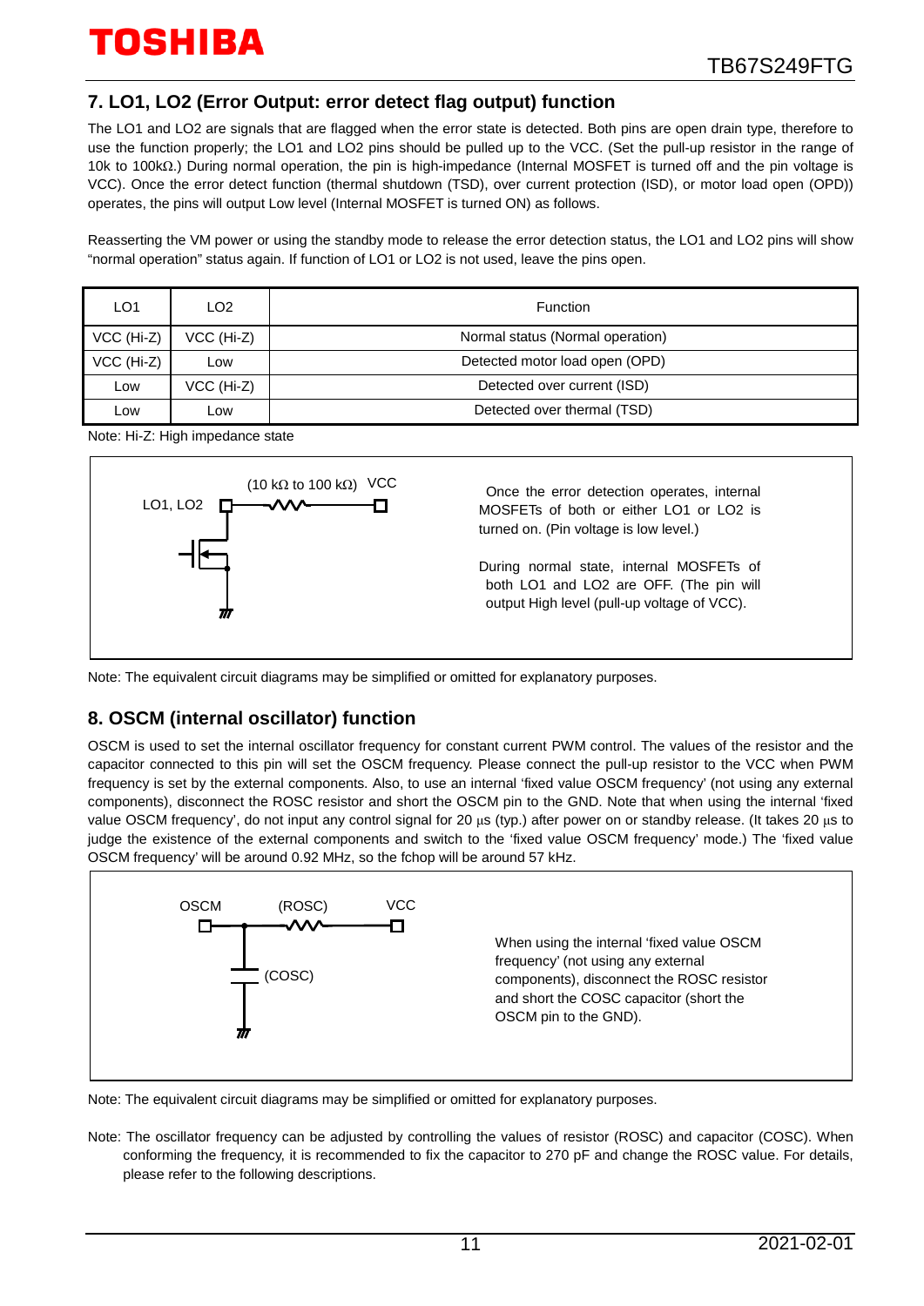## 7. LO1, LO2 (Error Output: error detect flag output) function

The LO1 and LO2 are signals that are flagged when the error state is detected. Both pins are open drain type, therefore to use the function properly; the LO1 and LO2 pins should be pulled up to the VCC. (Set the pull-up resistor in the range of 10k to 100kΩ.) During normal operation, the pin is high-impedance (Internal MOSFET is turned off and the pin voltage is VCC). Once the error detect function (thermal shutdown (TSD), over current protection (ISD), or motor load open (OPD)) operates, the pins will output Low level (Internal MOSFET is turned ON) as follows.

Reasserting the VM power or using the standby mode to release the error detection status, the LO1 and LO2 pins will show "normal operation" status again. If function of LO1 or LO2 is not used, leave the pins open.

| LO1 | LO2 | Function |
|---|---|---|
| VCC (Hi-Z) | VCC (Hi-Z) | Normal status (Normal operation) |
| VCC (Hi-Z) | Low | Detected motor load open (OPD) |
| Low | VCC (Hi-Z) | Detected over current (ISD) |
| Low | Low | Detected over thermal (TSD) |

Note: Hi-Z: High impedance state

LO1, LO2 — (10 kΩ to 100 kΩ) — VCC

Once the error detection operates, internal MOSFETs of both or either LO1 or LO2 is turned on. (Pin voltage is low level.)

During normal state, internal MOSFETs of both LO1 and LO2 are OFF. (The pin will output High level (pull-up voltage of VCC).

Note: The equivalent circuit diagrams may be simplified or omitted for explanatory purposes.

## 8. OSCM (internal oscillator) function

OSCM is used to set the internal oscillator frequency for constant current PWM control. The values of the resistor and the capacitor connected to this pin will set the OSCM frequency. Please connect the pull-up resistor to the VCC when PWM frequency is set by the external components. Also, to use an internal 'fixed value OSCM frequency' (not using any external components), disconnect the ROSC resistor and short the OSCM pin to the GND. Note that when using the internal 'fixed value OSCM frequency', do not input any control signal for 20 μs (typ.) after power on or standby release. (It takes 20 μs to judge the existence of the external components and switch to the 'fixed value OSCM frequency' mode.) The 'fixed value OSCM frequency' will be around 0.92 MHz, so the fchop will be around 57 kHz.

OSCM — (ROSC) — VCC; (COSC)

When using the internal 'fixed value OSCM frequency' (not using any external components), disconnect the ROSC resistor and short the COSC capacitor (short the OSCM pin to the GND).

Note: The equivalent circuit diagrams may be simplified or omitted for explanatory purposes.

Note: The oscillator frequency can be adjusted by controlling the values of resistor (ROSC) and capacitor (COSC). When conforming the frequency, it is recommended to fix the capacitor to 270 pF and change the ROSC value. For details, please refer to the following descriptions.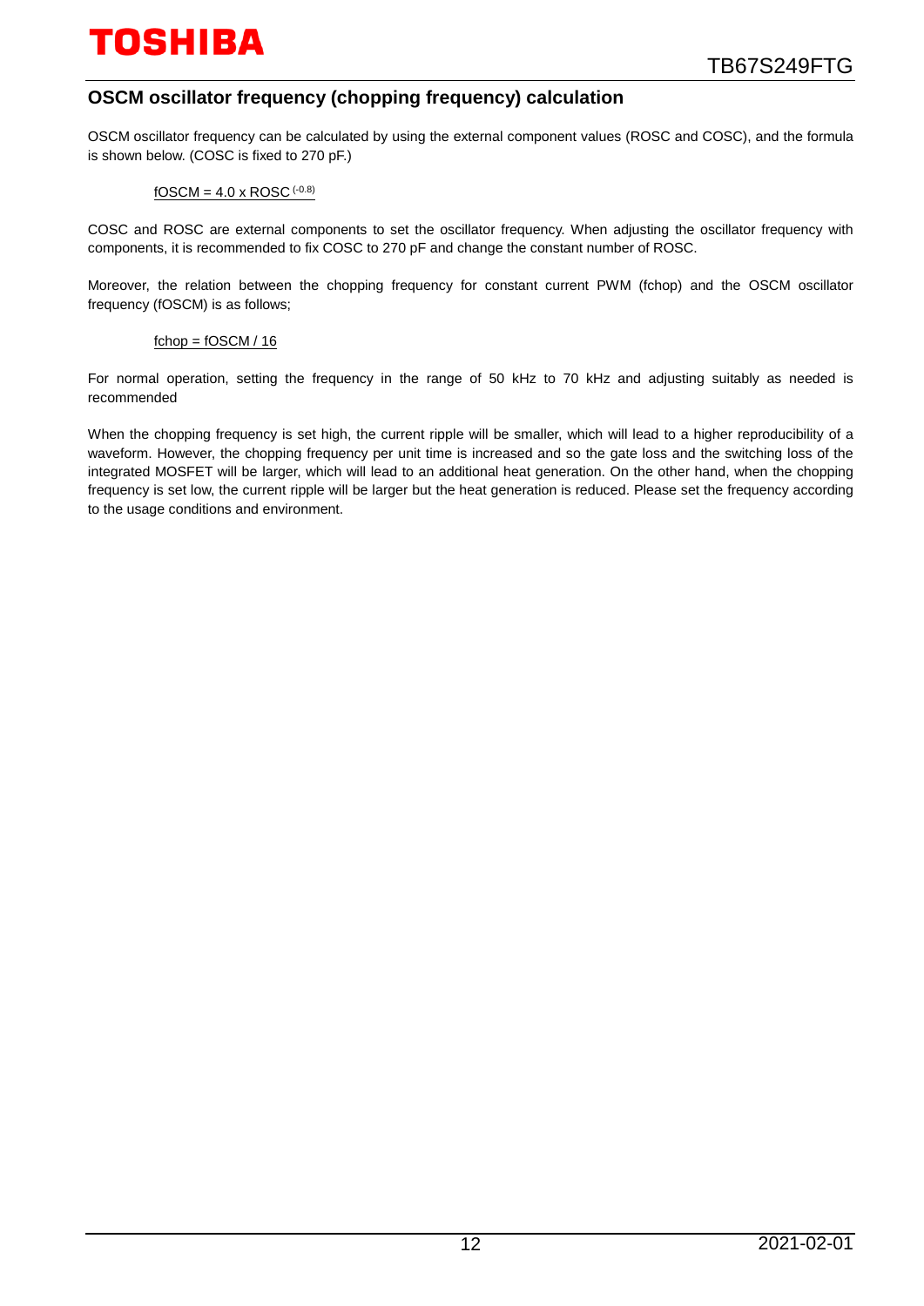## OSCM oscillator frequency (chopping frequency) calculation

OSCM oscillator frequency can be calculated by using the external component values (ROSC and COSC), and the formula is shown below. (COSC is fixed to 270 pF.)

$$f_{OSCM} = 4.0 \times ROSC^{(-0.8)}$$

COSC and ROSC are external components to set the oscillator frequency. When adjusting the oscillator frequency with components, it is recommended to fix COSC to 270 pF and change the constant number of ROSC.

Moreover, the relation between the chopping frequency for constant current PWM (fchop) and the OSCM oscillator frequency (fOSCM) is as follows;

$$f_{chop} = f_{OSCM} / 16$$

For normal operation, setting the frequency in the range of 50 kHz to 70 kHz and adjusting suitably as needed is recommended

When the chopping frequency is set high, the current ripple will be smaller, which will lead to a higher reproducibility of a waveform. However, the chopping frequency per unit time is increased and so the gate loss and the switching loss of the integrated MOSFET will be larger, which will lead to an additional heat generation. On the other hand, when the chopping frequency is set low, the current ripple will be larger but the heat generation is reduced. Please set the frequency according to the usage conditions and environment.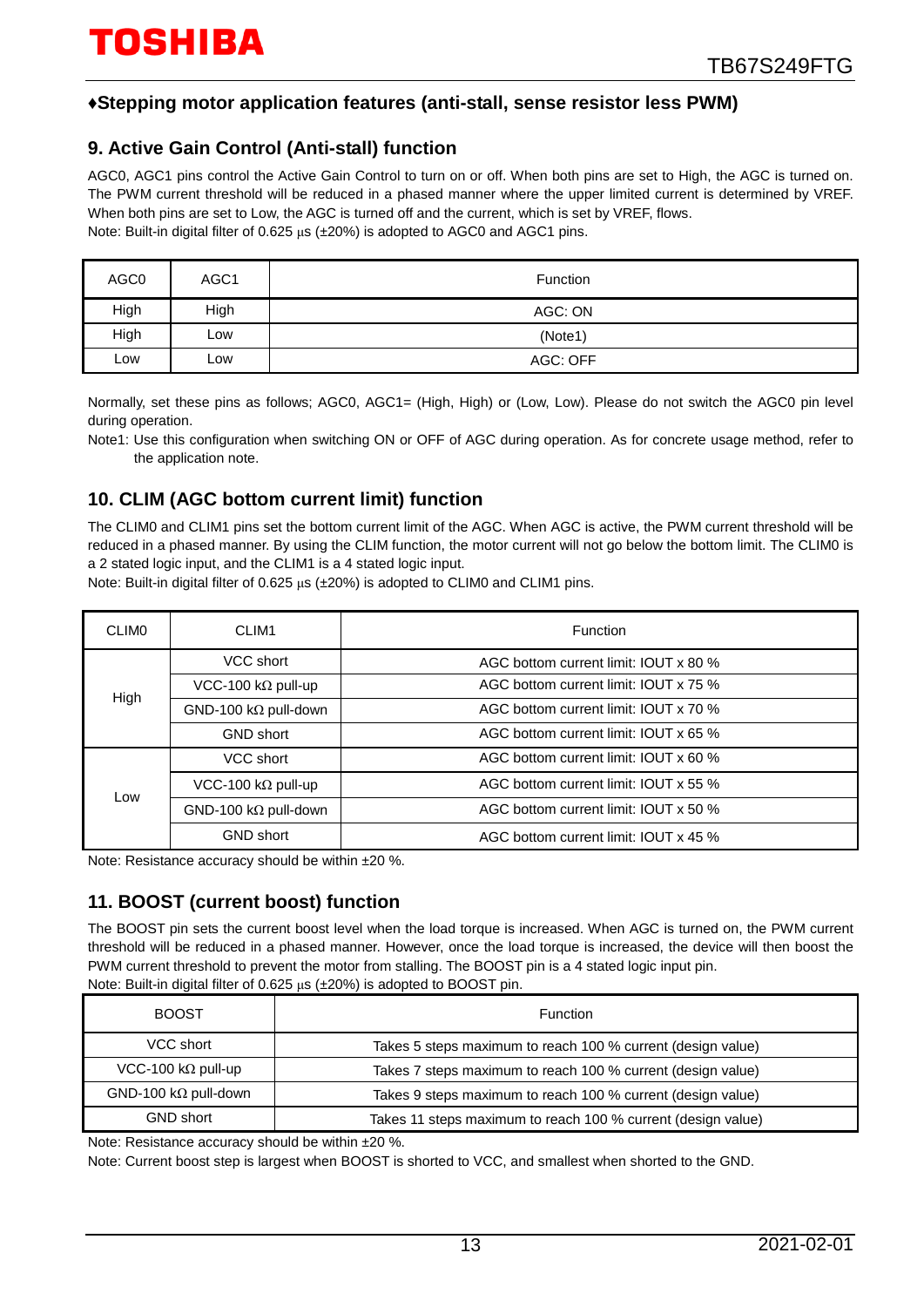## ♦Stepping motor application features (anti-stall, sense resistor less PWM)

### 9. Active Gain Control (Anti-stall) function

AGC0, AGC1 pins control the Active Gain Control to turn on or off. When both pins are set to High, the AGC is turned on. The PWM current threshold will be reduced in a phased manner where the upper limited current is determined by VREF. When both pins are set to Low, the AGC is turned off and the current, which is set by VREF, flows.
Note: Built-in digital filter of 0.625 μs (±20%) is adopted to AGC0 and AGC1 pins.

| AGC0 | AGC1 | Function |
|---|---|---|
| High | High | AGC: ON |
| High | Low | (Note1) |
| Low | Low | AGC: OFF |

Normally, set these pins as follows; AGC0, AGC1= (High, High) or (Low, Low). Please do not switch the AGC0 pin level during operation.

Note1: Use this configuration when switching ON or OFF of AGC during operation. As for concrete usage method, refer to the application note.

### 10. CLIM (AGC bottom current limit) function

The CLIM0 and CLIM1 pins set the bottom current limit of the AGC. When AGC is active, the PWM current threshold will be reduced in a phased manner. By using the CLIM function, the motor current will not go below the bottom limit. The CLIM0 is a 2 stated logic input, and the CLIM1 is a 4 stated logic input.
Note: Built-in digital filter of 0.625 μs (±20%) is adopted to CLIM0 and CLIM1 pins.

| CLIM0 | CLIM1 | Function |
|---|---|---|
| High | VCC short | AGC bottom current limit: IOUT x 80 % |
| | VCC-100 kΩ pull-up | AGC bottom current limit: IOUT x 75 % |
| | GND-100 kΩ pull-down | AGC bottom current limit: IOUT x 70 % |
| | GND short | AGC bottom current limit: IOUT x 65 % |
| Low | VCC short | AGC bottom current limit: IOUT x 60 % |
| | VCC-100 kΩ pull-up | AGC bottom current limit: IOUT x 55 % |
| | GND-100 kΩ pull-down | AGC bottom current limit: IOUT x 50 % |
| | GND short | AGC bottom current limit: IOUT x 45 % |

Note: Resistance accuracy should be within ±20 %.

### 11. BOOST (current boost) function

The BOOST pin sets the current boost level when the load torque is increased. When AGC is turned on, the PWM current threshold will be reduced in a phased manner. However, once the load torque is increased, the device will then boost the PWM current threshold to prevent the motor from stalling. The BOOST pin is a 4 stated logic input.
Note: Built-in digital filter of 0.625 μs (±20%) is adopted to BOOST pin.

| BOOST | Function |
|---|---|
| VCC short | Takes 5 steps maximum to reach 100 % current (design value) |
| VCC-100 kΩ pull-up | Takes 7 steps maximum to reach 100 % current (design value) |
| GND-100 kΩ pull-down | Takes 9 steps maximum to reach 100 % current (design value) |
| GND short | Takes 11 steps maximum to reach 100 % current (design value) |

Note: Resistance accuracy should be within ±20 %.
Note: Current boost step is largest when BOOST is shorted to VCC, and smallest when shorted to the GND.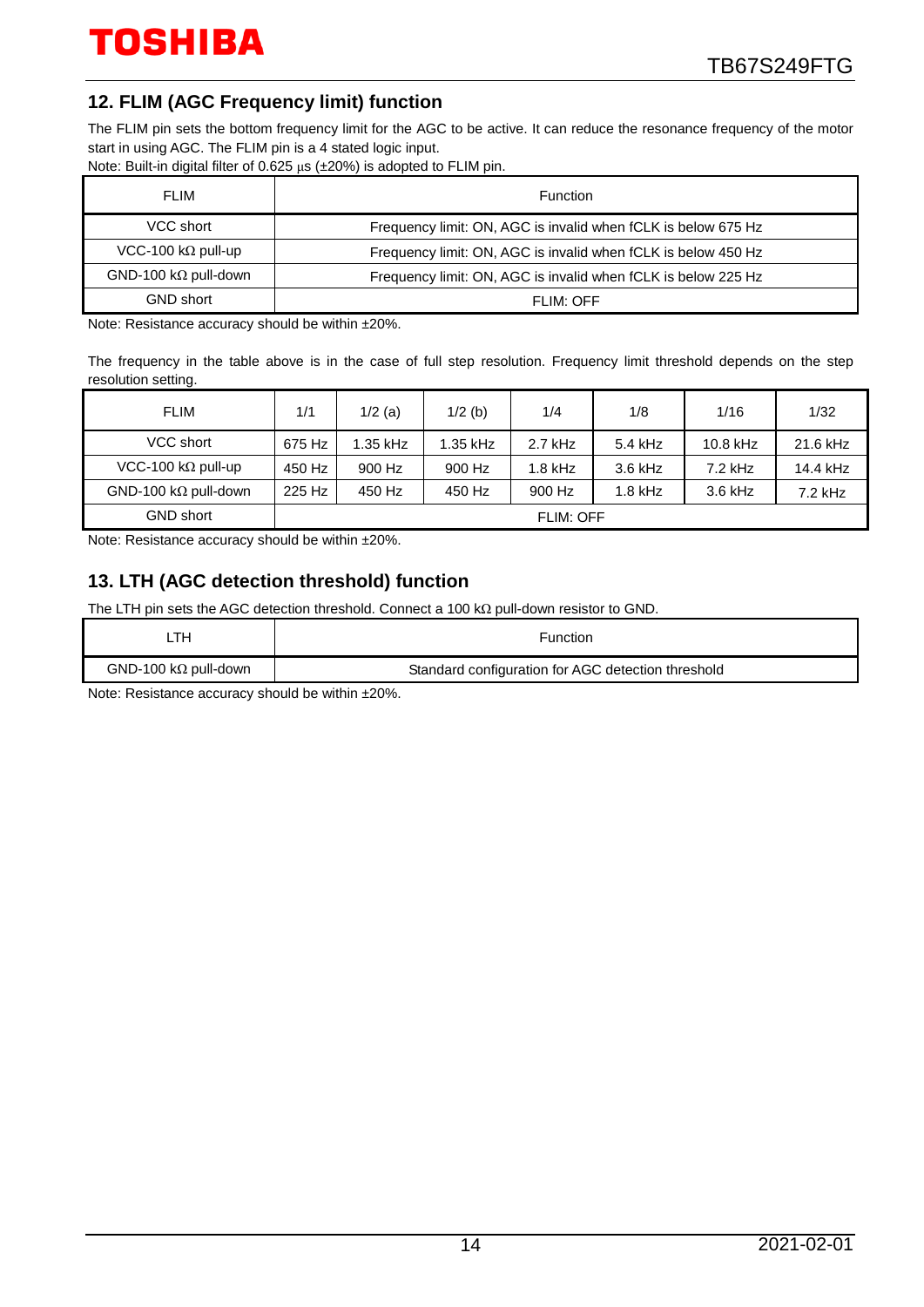## 12. FLIM (AGC Frequency limit) function

The FLIM pin sets the bottom frequency limit for the AGC to be active. It can reduce the resonance frequency of the motor start in using AGC. The FLIM pin is a 4 stated logic input.

Note: Built-in digital filter of 0.625 μs (±20%) is adopted to FLIM pin.

| FLIM | Function |
|---|---|
| VCC short | Frequency limit: ON, AGC is invalid when fCLK is below 675 Hz |
| VCC-100 kΩ pull-up | Frequency limit: ON, AGC is invalid when fCLK is below 450 Hz |
| GND-100 kΩ pull-down | Frequency limit: ON, AGC is invalid when fCLK is below 225 Hz |
| GND short | FLIM: OFF |

Note: Resistance accuracy should be within ±20%.

The frequency in the table above is in the case of full step resolution. Frequency limit threshold depends on the step resolution setting.

| FLIM | 1/1 | 1/2 (a) | 1/2 (b) | 1/4 | 1/8 | 1/16 | 1/32 |
|---|---|---|---|---|---|---|---|
| VCC short | 675 Hz | 1.35 kHz | 1.35 kHz | 2.7 kHz | 5.4 kHz | 10.8 kHz | 21.6 kHz |
| VCC-100 kΩ pull-up | 450 Hz | 900 Hz | 900 Hz | 1.8 kHz | 3.6 kHz | 7.2 kHz | 14.4 kHz |
| GND-100 kΩ pull-down | 225 Hz | 450 Hz | 450 Hz | 900 Hz | 1.8 kHz | 3.6 kHz | 7.2 kHz |
| GND short | FLIM: OFF | | | | | | |

Note: Resistance accuracy should be within ±20%.

## 13. LTH (AGC detection threshold) function

The LTH pin sets the AGC detection threshold. Connect a 100 kΩ pull-down resistor to GND.

| LTH | Function |
|---|---|
| GND-100 kΩ pull-down | Standard configuration for AGC detection threshold |

Note: Resistance accuracy should be within ±20%.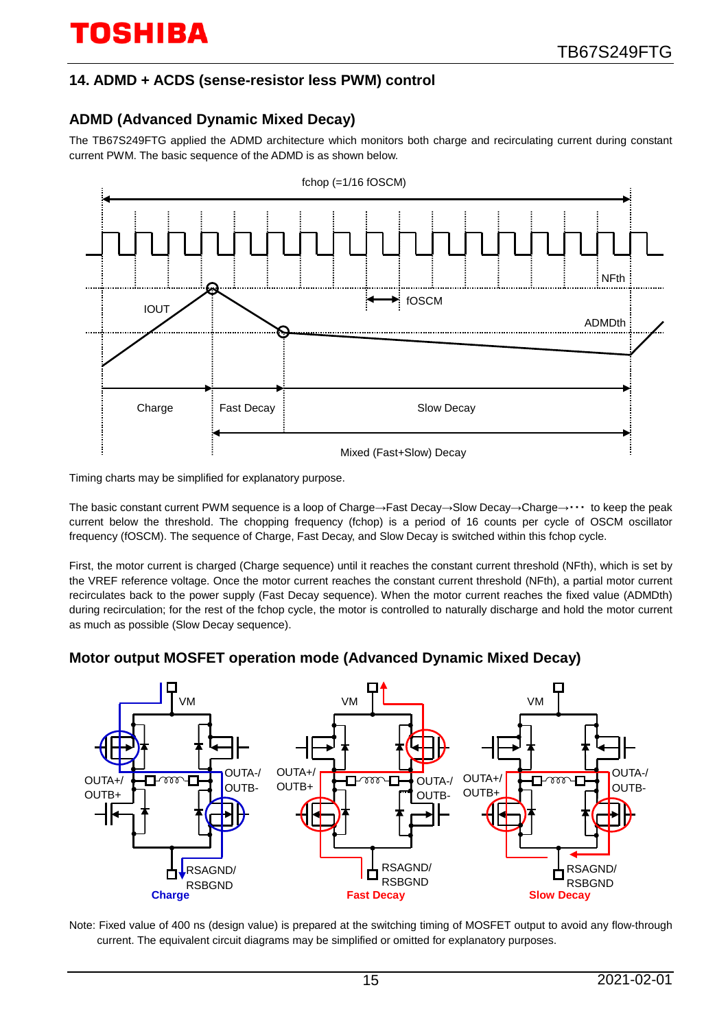## 14. ADMD + ACDS (sense-resistor less PWM) control

### ADMD (Advanced Dynamic Mixed Decay)

The TB67S249FTG applied the ADMD architecture which monitors both charge and recirculating current during constant current PWM. The basic sequence of the ADMD is as shown below.

Timing charts may be simplified for explanatory purpose.

The basic constant current PWM sequence is a loop of Charge→Fast Decay→Slow Decay→Charge→・・・ to keep the peak current below the threshold. The chopping frequency (fchop) is a period of 16 counts per cycle of OSCM oscillator frequency (fOSCM). The sequence of Charge, Fast Decay, and Slow Decay is switched within this fchop cycle.

First, the motor current is charged (Charge sequence) until it reaches the constant current threshold (NFth), which is set by the VREF reference voltage. Once the motor current reaches the constant current threshold (NFth), a partial motor current recirculates back to the power supply (Fast Decay sequence). When the motor current reaches the fixed value (ADMDth) during recirculation; for the rest of the fchop cycle, the motor is controlled to naturally discharge and hold the motor current as much as possible (Slow Decay sequence).

### Motor output MOSFET operation mode (Advanced Dynamic Mixed Decay)

Note: Fixed value of 400 ns (design value) is prepared at the switching timing of MOSFET output to avoid any flow-through current. The equivalent circuit diagrams may be simplified or omitted for explanatory purposes.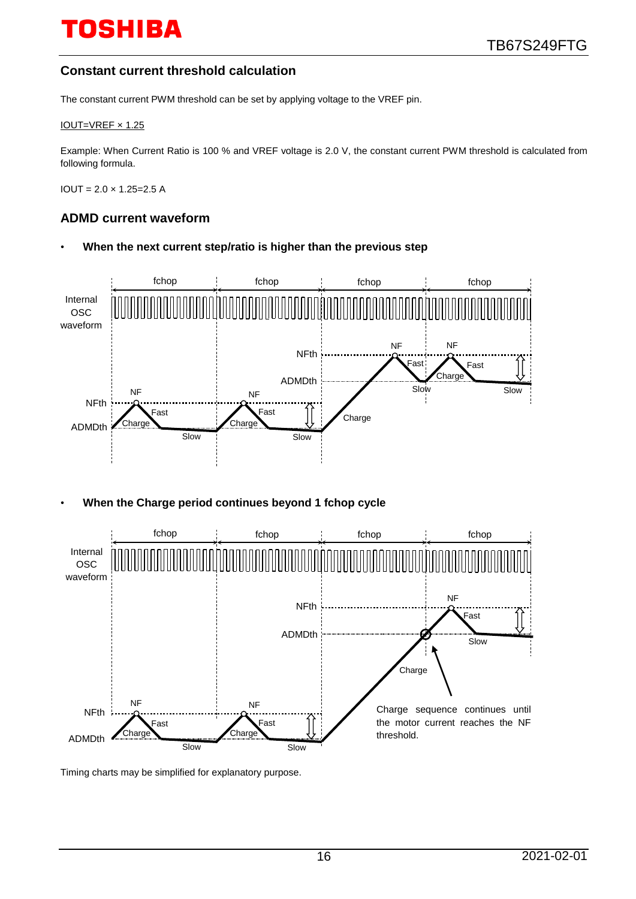## Constant current threshold calculation

The constant current PWM threshold can be set by applying voltage to the VREF pin.

IOUT=VREF × 1.25

Example: When Current Ratio is 100 % and VREF voltage is 2.0 V, the constant current PWM threshold is calculated from following formula.

IOUT = 2.0 × 1.25=2.5 A

## ADMD current waveform

- **When the next current step/ratio is higher than the previous step**

- **When the Charge period continues beyond 1 fchop cycle**

Charge sequence continues until the motor current reaches the NF threshold.

Timing charts may be simplified for explanatory purpose.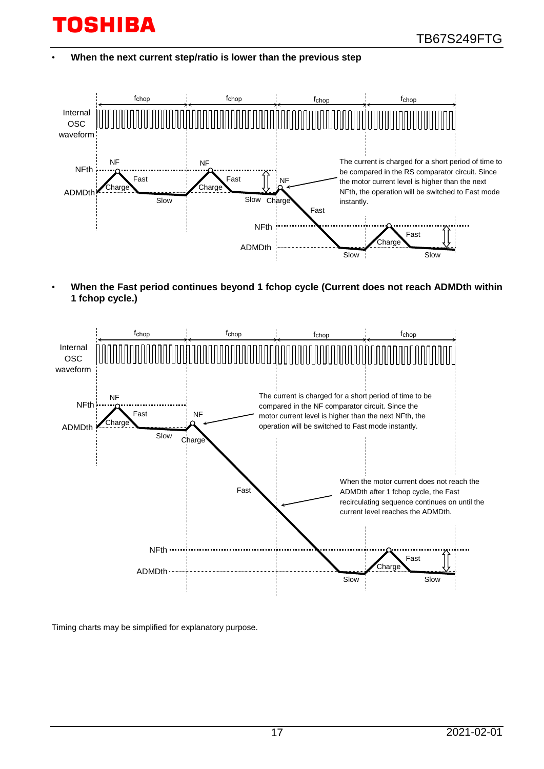- **When the next current step/ratio is lower than the previous step**

The current is charged for a short period of time to be compared in the RS comparator circuit. Since the motor current level is higher than the next NFth, the operation will be switched to Fast mode instantly.

- **When the Fast period continues beyond 1 fchop cycle (Current does not reach ADMDth within 1 fchop cycle.)**

The current is charged for a short period of time to be compared in the NF comparator circuit. Since the motor current level is higher than the next NFth, the operation will be switched to Fast mode instantly.

When the motor current does not reach the ADMDth after 1 fchop cycle, the Fast recirculating sequence continues on until the current level reaches the ADMDth.

Timing charts may be simplified for explanatory purpose.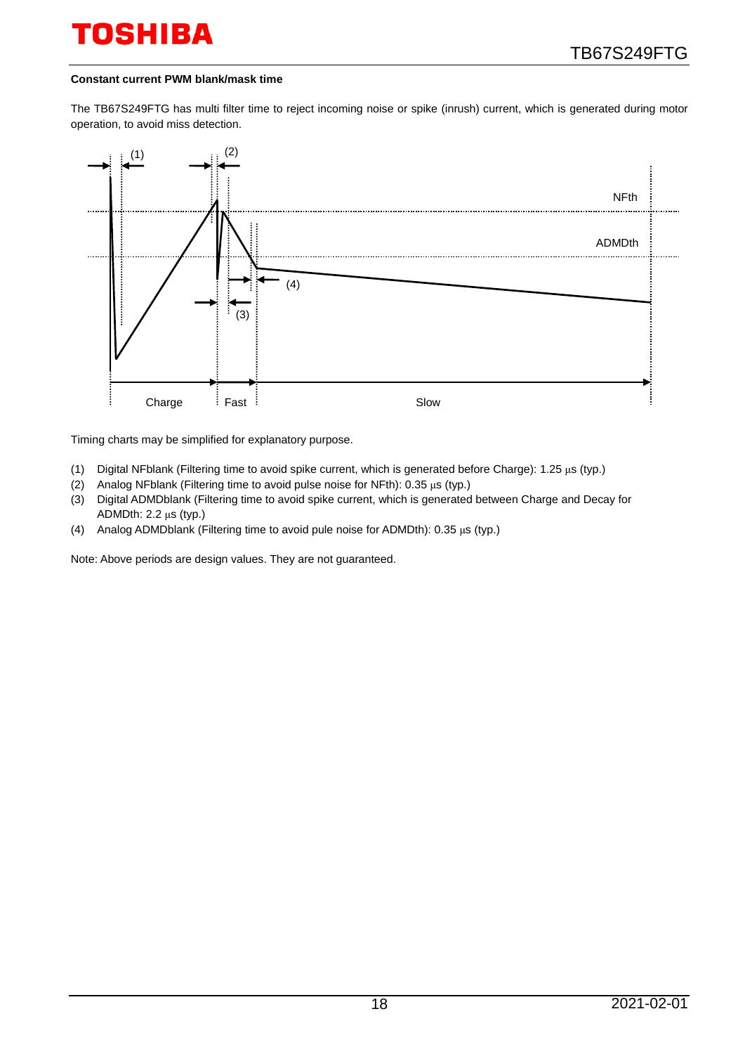**Constant current PWM blank/mask time**

The TB67S249FTG has multi filter time to reject incoming noise or spike (inrush) current, which is generated during motor operation, to avoid miss detection.

Timing charts may be simplified for explanatory purpose.

(1) Digital NFblank (Filtering time to avoid spike current, which is generated before Charge): 1.25 μs (typ.)
(2) Analog NFblank (Filtering time to avoid pulse noise for NFth): 0.35 μs (typ.)
(3) Digital ADMDblank (Filtering time to avoid spike current, which is generated between Charge and Decay for ADMDth: 2.2 μs (typ.)
(4) Analog ADMDblank (Filtering time to avoid pule noise for ADMDth): 0.35 μs (typ.)

Note: Above periods are design values. They are not guaranteed.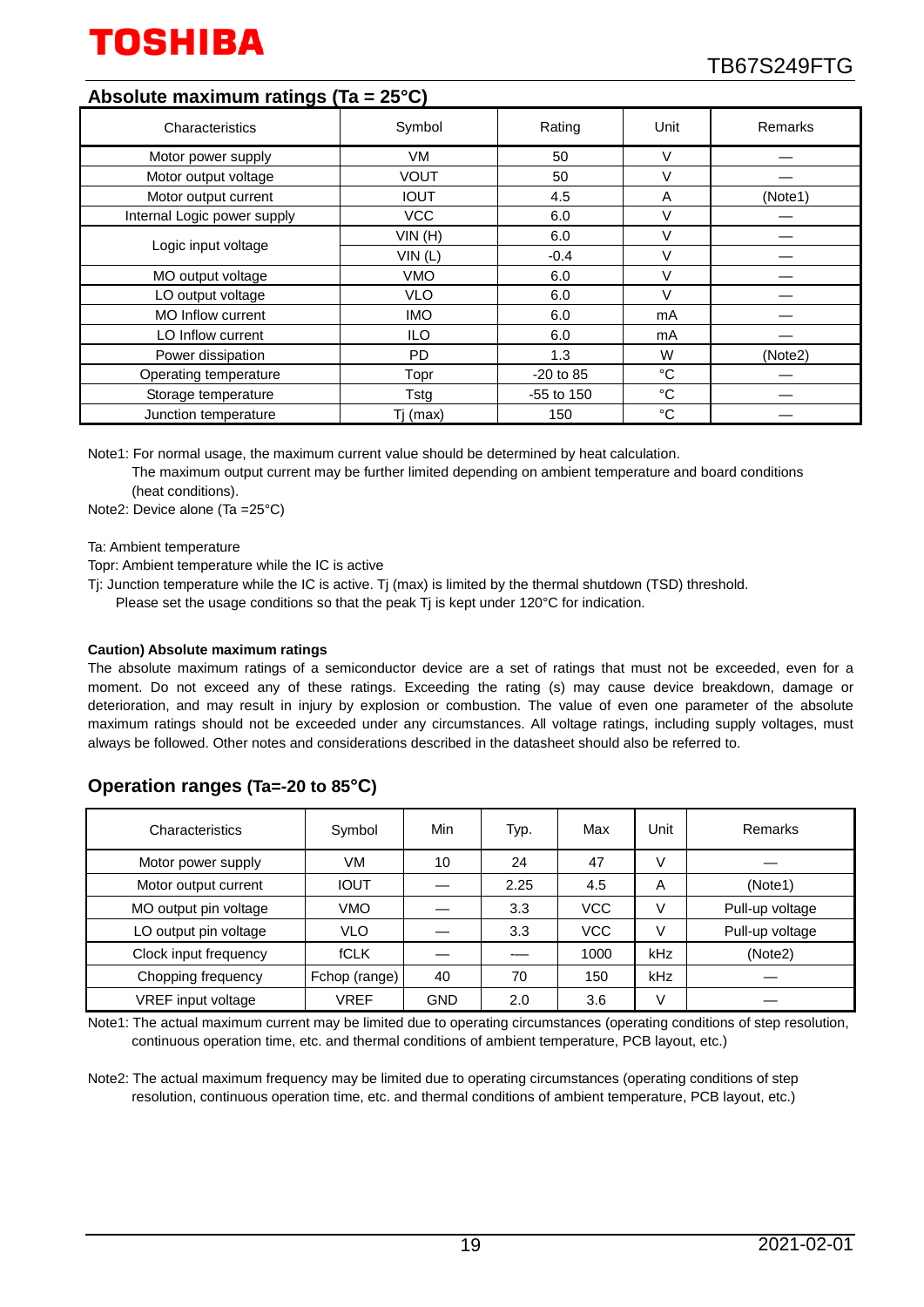## Absolute maximum ratings (Ta = 25°C)

| Characteristics | Symbol | Rating | Unit | Remarks |
|---|---|---|---|---|
| Motor power supply | VM | 50 | V | — |
| Motor output voltage | VOUT | 50 | V | — |
| Motor output current | IOUT | 4.5 | A | (Note1) |
| Internal Logic power supply | VCC | 6.0 | V | — |
| Logic input voltage | VIN (H) | 6.0 | V | — |
| | VIN (L) | -0.4 | V | — |
| MO output voltage | VMO | 6.0 | V | — |
| LO output voltage | VLO | 6.0 | V | — |
| MO Inflow current | IMO | 6.0 | mA | — |
| LO Inflow current | ILO | 6.0 | mA | — |
| Power dissipation | PD | 1.3 | W | (Note2) |
| Operating temperature | Topr | -20 to 85 | °C | — |
| Storage temperature | Tstg | -55 to 150 | °C | — |
| Junction temperature | Tj (max) | 150 | °C | — |

Note1: For normal usage, the maximum current value should be determined by heat calculation.
The maximum output current may be further limited depending on ambient temperature and board conditions (heat conditions).

Note2: Device alone (Ta =25°C)

Ta: Ambient temperature

Topr: Ambient temperature while the IC is active

Tj: Junction temperature while the IC is active. Tj (max) is limited by the thermal shutdown (TSD) threshold.
Please set the usage conditions so that the peak Tj is kept under 120°C for indication.

**Caution) Absolute maximum ratings**

The absolute maximum ratings of a semiconductor device are a set of ratings that must not be exceeded, even for a moment. Do not exceed any of these ratings. Exceeding the rating (s) may cause device breakdown, damage or deterioration, and may result in injury by explosion or combustion. The value of even one parameter of the absolute maximum ratings should not be exceeded under any circumstances. All voltage ratings, including supply voltages, must always be followed. Other notes and considerations described in the datasheet should also be referred to.

## Operation ranges (Ta=-20 to 85°C)

| Characteristics | Symbol | Min | Typ. | Max | Unit | Remarks |
|---|---|---|---|---|---|---|
| Motor power supply | VM | 10 | 24 | 47 | V | — |
| Motor output current | IOUT | — | 2.25 | 4.5 | A | (Note1) |
| MO output pin voltage | VMO | — | 3.3 | VCC | V | Pull-up voltage |
| LO output pin voltage | VLO | — | 3.3 | VCC | V | Pull-up voltage |
| Clock input frequency | fCLK | — | — | 1000 | kHz | (Note2) |
| Chopping frequency | Fchop (range) | 40 | 70 | 150 | kHz | — |
| VREF input voltage | VREF | GND | 2.0 | 3.6 | V | — |

Note1: The actual maximum current may be limited due to operating circumstances (operating conditions of step resolution, continuous operation time, etc. and thermal conditions of ambient temperature, PCB layout, etc.)

Note2: The actual maximum frequency may be limited due to operating circumstances (operating conditions of step resolution, continuous operation time, etc. and thermal conditions of ambient temperature, PCB layout, etc.)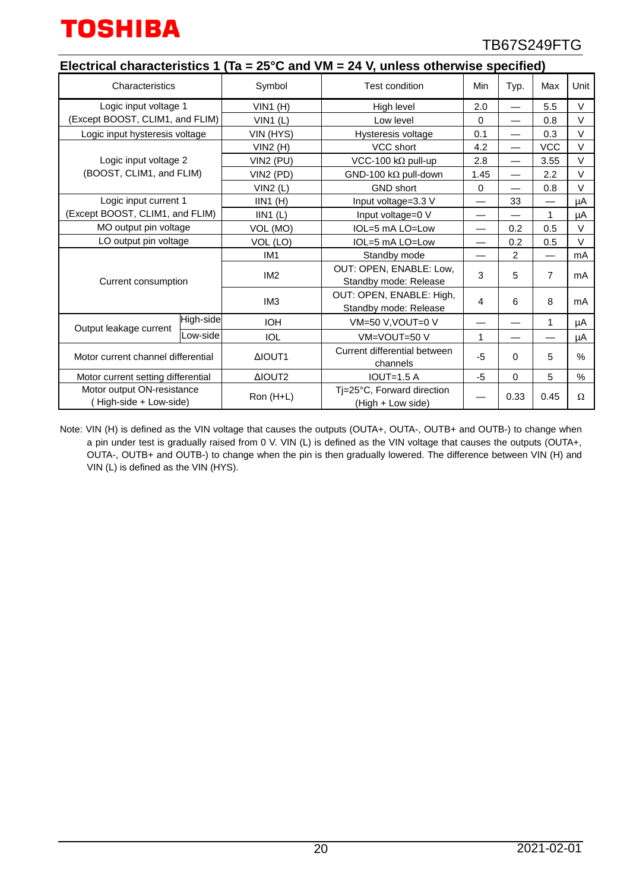## Electrical characteristics 1 (Ta = 25°C and VM = 24 V, unless otherwise specified)

| Characteristics | | Symbol | Test condition | Min | Typ. | Max | Unit |
|---|---|---|---|---|---|---|---|
| Logic input voltage 1 (Except BOOST, CLIM1, and FLIM) | | VIN1 (H) | High level | 2.0 | — | 5.5 | V |
| | | VIN1 (L) | Low level | 0 | — | 0.8 | V |
| Logic input hysteresis voltage | | VIN (HYS) | Hysteresis voltage | 0.1 | — | 0.3 | V |
| Logic input voltage 2 (BOOST, CLIM1, and FLIM) | | VIN2 (H) | VCC short | 4.2 | — | VCC | V |
| | | VIN2 (PU) | VCC-100 kΩ pull-up | 2.8 | — | 3.55 | V |
| | | VIN2 (PD) | GND-100 kΩ pull-down | 1.45 | — | 2.2 | V |
| | | VIN2 (L) | GND short | 0 | — | 0.8 | V |
| Logic input current 1 (Except BOOST, CLIM1, and FLIM) | | IIN1 (H) | Input voltage=3.3 V | — | 33 | — | μA |
| | | IIN1 (L) | Input voltage=0 V | — | — | 1 | μA |
| MO output pin voltage | | VOL (MO) | IOL=5 mA LO=Low | — | 0.2 | 0.5 | V |
| LO output pin voltage | | VOL (LO) | IOL=5 mA LO=Low | — | 0.2 | 0.5 | V |
| Current consumption | | IM1 | Standby mode | — | 2 | — | mA |
| | | IM2 | OUT: OPEN, ENABLE: Low, Standby mode: Release | 3 | 5 | 7 | mA |
| | | IM3 | OUT: OPEN, ENABLE: High, Standby mode: Release | 4 | 6 | 8 | mA |
| Output leakage current | High-side | IOH | VM=50 V,VOUT=0 V | — | — | 1 | μA |
| | Low-side | IOL | VM=VOUT=50 V | 1 | — | — | μA |
| Motor current channel differential | | ΔIOUT1 | Current differential between channels | -5 | 0 | 5 | % |
| Motor current setting differential | | ΔIOUT2 | IOUT=1.5 A | -5 | 0 | 5 | % |
| Motor output ON-resistance (High-side + Low-side) | | Ron (H+L) | Tj=25°C, Forward direction (High + Low side) | — | 0.33 | 0.45 | Ω |

Note: VIN (H) is defined as the VIN voltage that causes the outputs (OUTA+, OUTA-, OUTB+ and OUTB-) to change when a pin under test is gradually raised from 0 V. VIN (L) is defined as the VIN voltage that causes the outputs (OUTA+, OUTA-, OUTB+ and OUTB-) to change when the pin is then gradually lowered. The difference between VIN (H) and VIN (L) is defined as the VIN (HYS).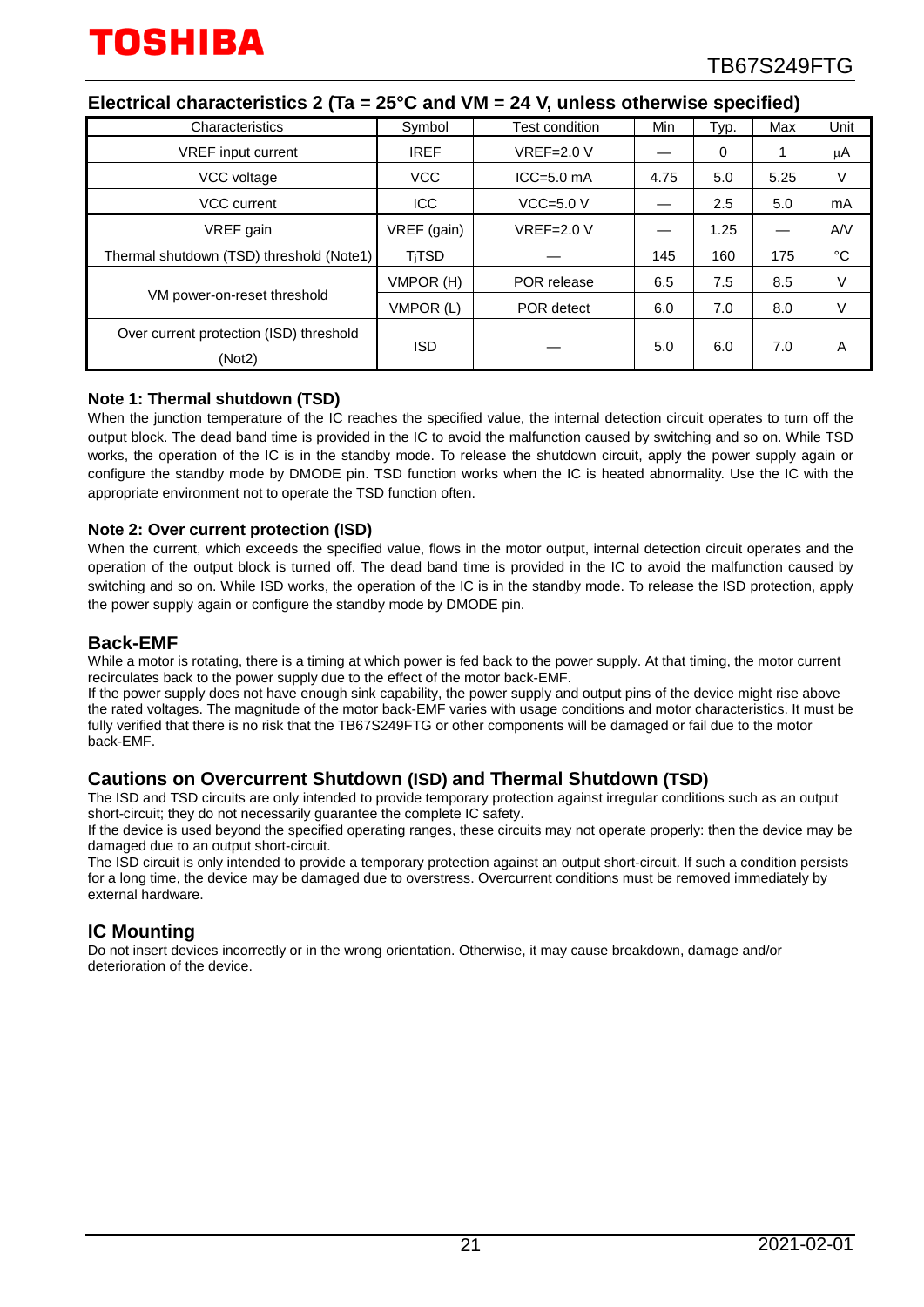## Electrical characteristics 2 (Ta = 25°C and VM = 24 V, unless otherwise specified)

| Characteristics | Symbol | Test condition | Min | Typ. | Max | Unit |
|---|---|---|---|---|---|---|
| VREF input current | IREF | VREF=2.0 V | — | 0 | 1 | μA |
| VCC voltage | VCC | ICC=5.0 mA | 4.75 | 5.0 | 5.25 | V |
| VCC current | ICC | VCC=5.0 V | — | 2.5 | 5.0 | mA |
| VREF gain | VREF (gain) | VREF=2.0 V | — | 1.25 | — | A/V |
| Thermal shutdown (TSD) threshold (Note1) | $T_j$TSD | — | 145 | 160 | 175 | °C |
| VM power-on-reset threshold | VMPOR (H) | POR release | 6.5 | 7.5 | 8.5 | V |
| | VMPOR (L) | POR detect | 6.0 | 7.0 | 8.0 | V |
| Over current protection (ISD) threshold (Not2) | ISD | — | 5.0 | 6.0 | 7.0 | A |

### Note 1: Thermal shutdown (TSD)

When the junction temperature of the IC reaches the specified value, the internal detection circuit operates to turn off the output block. The dead band time is provided in the IC to avoid the malfunction caused by switching and so on. While TSD works, the operation of the IC is in the standby mode. To release the shutdown circuit, apply the power supply again or configure the standby mode by DMODE pin. TSD function works when the IC is heated abnormality. Use the IC with the appropriate environment not to operate the TSD function often.

### Note 2: Over current protection (ISD)

When the current, which exceeds the specified value, flows in the motor output, internal detection circuit operates and the operation of the output block is turned off. The dead band time is provided in the IC to avoid the malfunction caused by switching and so on. While ISD works, the operation of the IC is in the standby mode. To release the ISD protection, apply the power supply again or configure the standby mode by DMODE pin.

## Back-EMF

While a motor is rotating, there is a timing at which power is fed back to the power supply. At that timing, the motor current recirculates back to the power supply due to the effect of the motor back-EMF.
If the power supply does not have enough sink capability, the power supply and output pins of the device might rise above the rated voltages. The magnitude of the motor back-EMF varies with usage conditions and motor characteristics. It must be fully verified that there is no risk that the TB67S249FTG or other components will be damaged or fail due to the motor back-EMF.

## Cautions on Overcurrent Shutdown (ISD) and Thermal Shutdown (TSD)

The ISD and TSD circuits are only intended to provide temporary protection against irregular conditions such as an output short-circuit; they do not necessarily guarantee the complete IC safety.
If the device is used beyond the specified operating ranges, these circuits may not operate properly: then the device may be damaged due to an output short-circuit.
The ISD circuit is only intended to provide a temporary protection against an output short-circuit. If such a condition persists for a long time, the device may be damaged due to overstress. Overcurrent conditions must be removed immediately by external hardware.

## IC Mounting

Do not insert devices incorrectly or in the wrong orientation. Otherwise, it may cause breakdown, damage and/or deterioration of the device.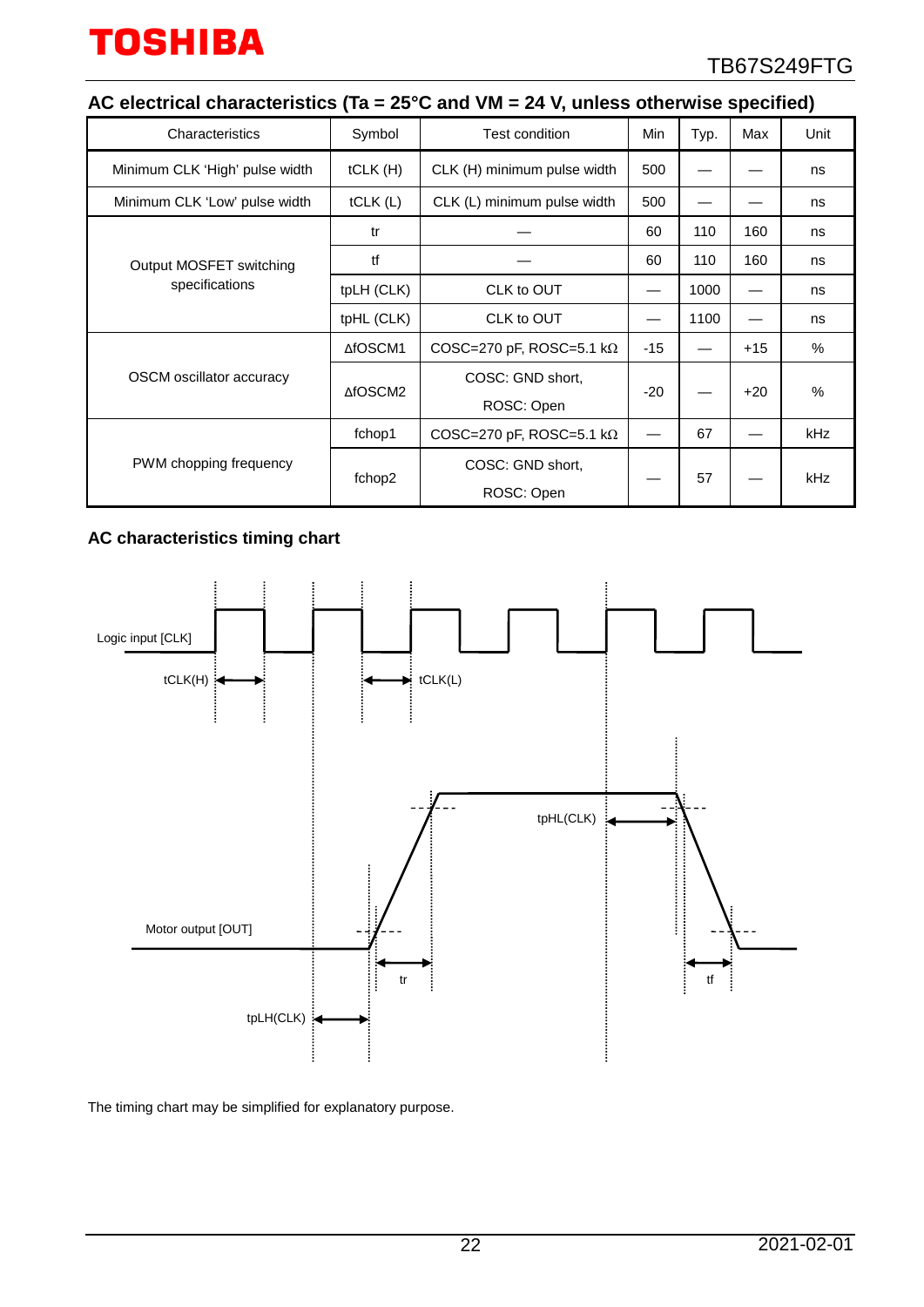## AC electrical characteristics (Ta = 25°C and VM = 24 V, unless otherwise specified)

| Characteristics | Symbol | Test condition | Min | Typ. | Max | Unit |
|---|---|---|---|---|---|---|
| Minimum CLK 'High' pulse width | tCLK (H) | CLK (H) minimum pulse width | 500 | — | — | ns |
| Minimum CLK 'Low' pulse width | tCLK (L) | CLK (L) minimum pulse width | 500 | — | — | ns |
| Output MOSFET switching specifications | tr | — | 60 | 110 | 160 | ns |
| | tf | — | 60 | 110 | 160 | ns |
| | tpLH (CLK) | CLK to OUT | — | 1000 | — | ns |
| | tpHL (CLK) | CLK to OUT | — | 1100 | — | ns |
| OSCM oscillator accuracy | ΔfOSCM1 | COSC=270 pF, ROSC=5.1 kΩ | -15 | — | +15 | % |
| | ΔfOSCM2 | COSC: GND short, ROSC: Open | -20 | — | +20 | % |
| PWM chopping frequency | fchop1 | COSC=270 pF, ROSC=5.1 kΩ | — | 67 | — | kHz |
| | fchop2 | COSC: GND short, ROSC: Open | — | 57 | — | kHz |

### AC characteristics timing chart

The timing chart may be simplified for explanatory purpose.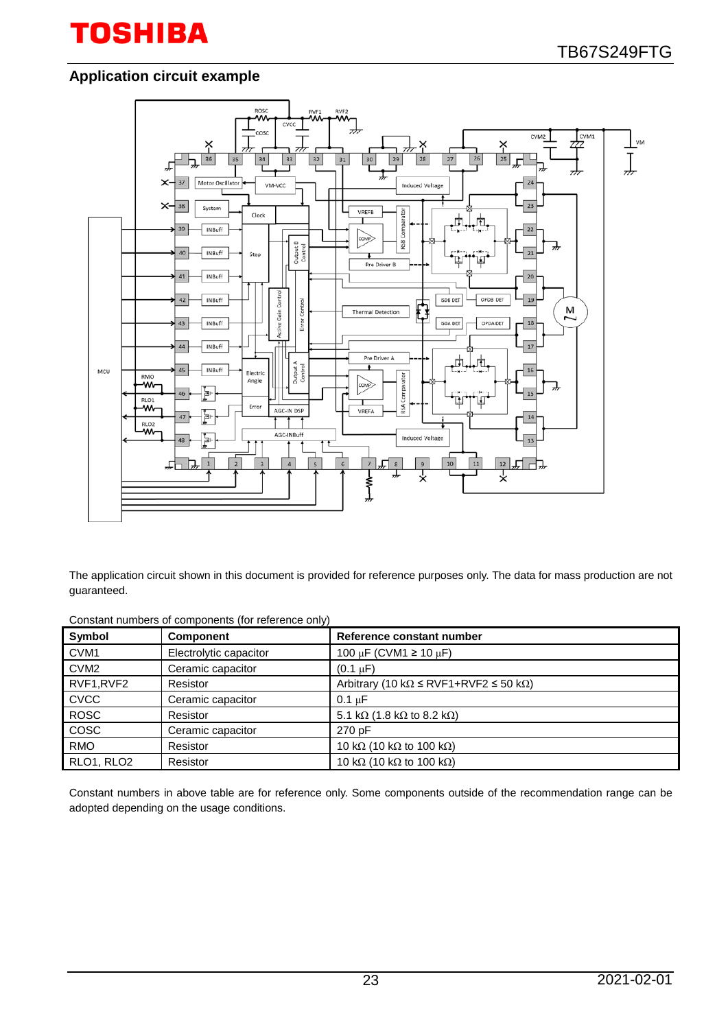## Application circuit example

The application circuit shown in this document is provided for reference purposes only. The data for mass production are not guaranteed.

Constant numbers of components (for reference only)

| Symbol | Component | Reference constant number |
|---|---|---|
| CVM1 | Electrolytic capacitor | 100 μF (CVM1 ≥ 10 μF) |
| CVM2 | Ceramic capacitor | (0.1 μF) |
| RVF1,RVF2 | Resistor | Arbitrary (10 kΩ ≤ RVF1+RVF2 ≤ 50 kΩ) |
| CVCC | Ceramic capacitor | 0.1 μF |
| ROSC | Resistor | 5.1 kΩ (1.8 kΩ to 8.2 kΩ) |
| COSC | Ceramic capacitor | 270 pF |
| RMO | Resistor | 10 kΩ (10 kΩ to 100 kΩ) |
| RLO1, RLO2 | Resistor | 10 kΩ (10 kΩ to 100 kΩ) |

Constant numbers in above table are for reference only. Some components outside of the recommendation range can be adopted depending on the usage conditions.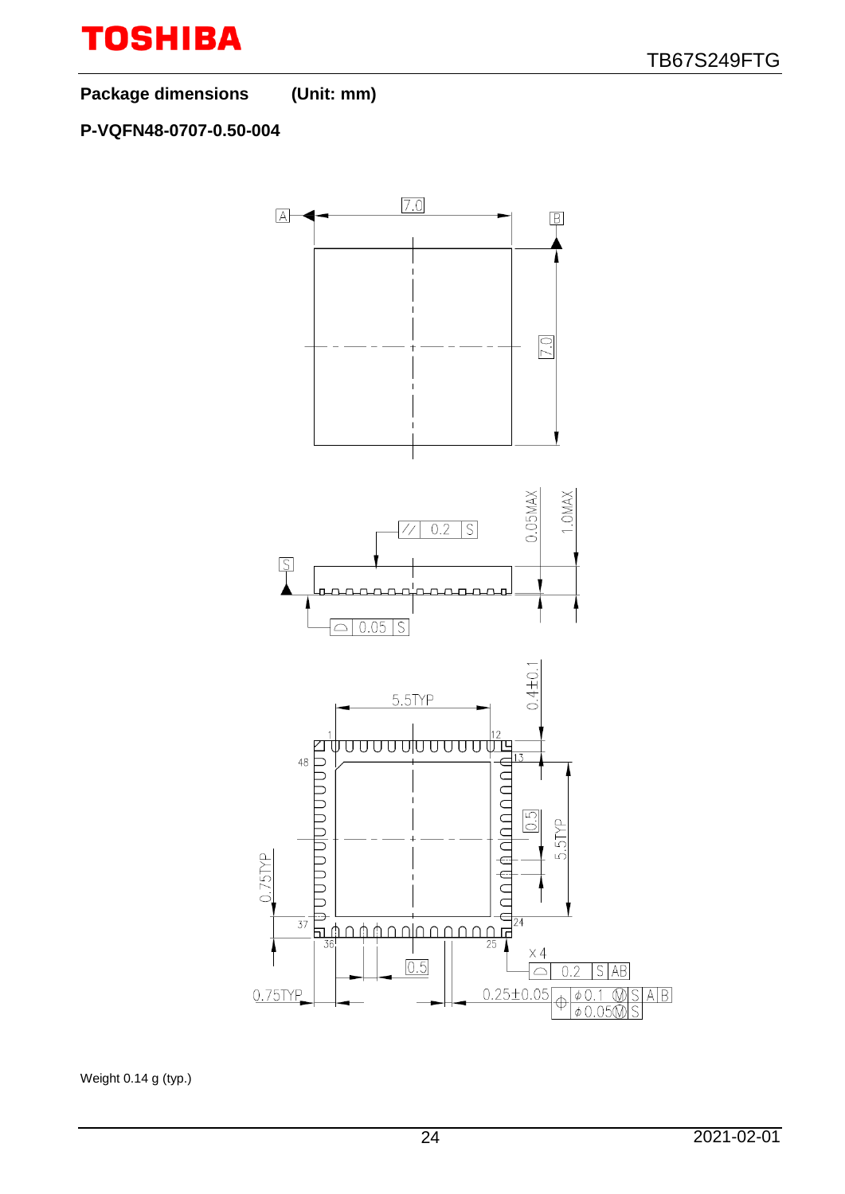**Package dimensions (Unit: mm)**

**P-VQFN48-0707-0.50-004**

Weight 0.14 g (typ.)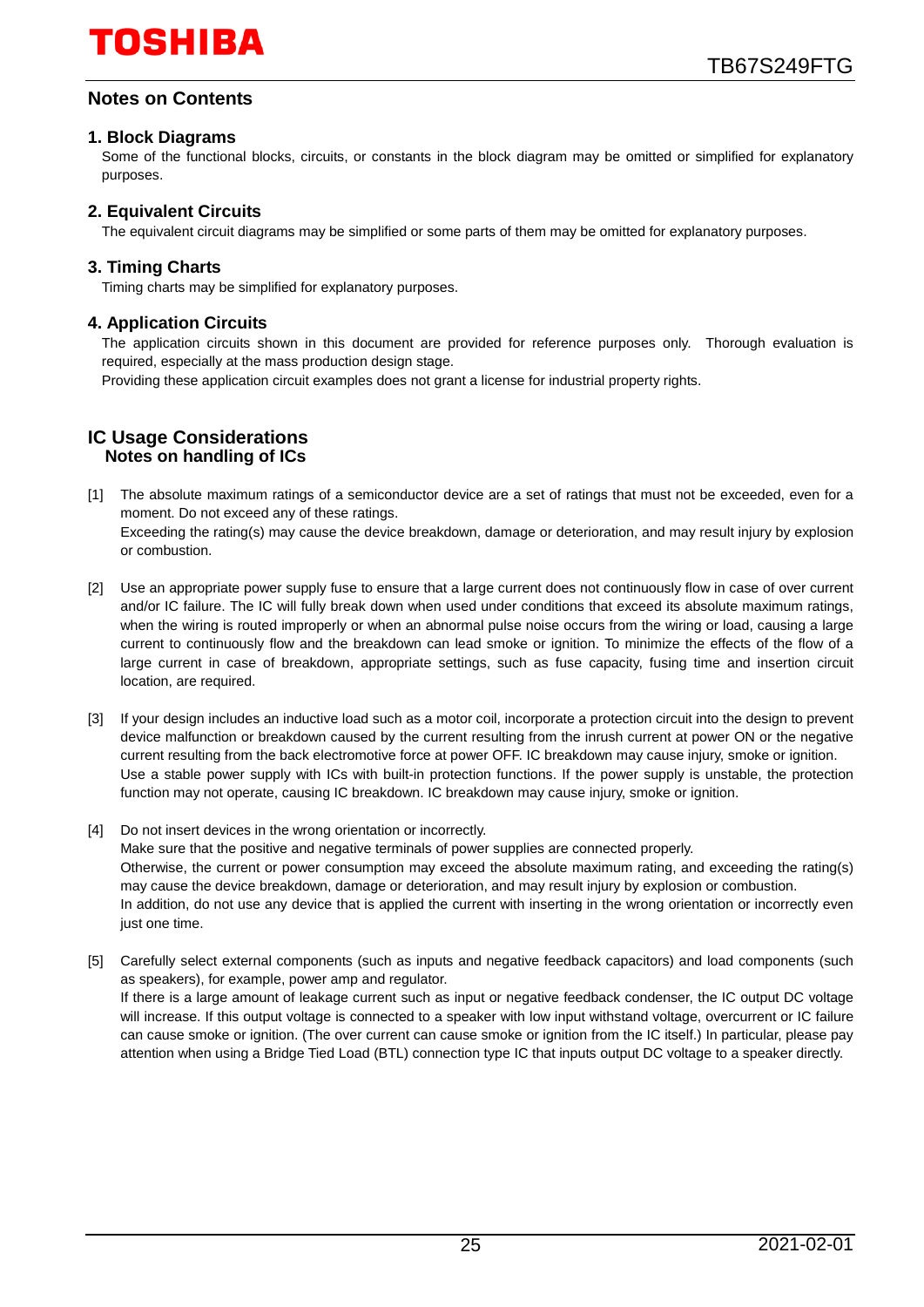## Notes on Contents

### 1. Block Diagrams

Some of the functional blocks, circuits, or constants in the block diagram may be omitted or simplified for explanatory purposes.

### 2. Equivalent Circuits

The equivalent circuit diagrams may be simplified or some parts of them may be omitted for explanatory purposes.

### 3. Timing Charts

Timing charts may be simplified for explanatory purposes.

### 4. Application Circuits

The application circuits shown in this document are provided for reference purposes only. Thorough evaluation is required, especially at the mass production design stage.

Providing these application circuit examples does not grant a license for industrial property rights.

## IC Usage Considerations

### Notes on handling of ICs

[1] The absolute maximum ratings of a semiconductor device are a set of ratings that must not be exceeded, even for a moment. Do not exceed any of these ratings.
Exceeding the rating(s) may cause the device breakdown, damage or deterioration, and may result injury by explosion or combustion.

[2] Use an appropriate power supply fuse to ensure that a large current does not continuously flow in case of over current and/or IC failure. The IC will fully break down when used under conditions that exceed its absolute maximum ratings, when the wiring is routed improperly or when an abnormal pulse noise occurs from the wiring or load, causing a large current to continuously flow and the breakdown can lead smoke or ignition. To minimize the effects of the flow of a large current in case of breakdown, appropriate settings, such as fuse capacity, fusing time and insertion circuit location, are required.

[3] If your design includes an inductive load such as a motor coil, incorporate a protection circuit into the design to prevent device malfunction or breakdown caused by the current resulting from the inrush current at power ON or the negative current resulting from the back electromotive force at power OFF. IC breakdown may cause injury, smoke or ignition.
Use a stable power supply with ICs with built-in protection functions. If the power supply is unstable, the protection function may not operate, causing IC breakdown. IC breakdown may cause injury, smoke or ignition.

[4] Do not insert devices in the wrong orientation or incorrectly.
Make sure that the positive and negative terminals of power supplies are connected properly.
Otherwise, the current or power consumption may exceed the absolute maximum rating, and exceeding the rating(s) may cause the device breakdown, damage or deterioration, and may result injury by explosion or combustion.
In addition, do not use any device that is applied the current with inserting in the wrong orientation or incorrectly even just one time.

[5] Carefully select external components (such as inputs and negative feedback capacitors) and load components (such as speakers), for example, power amp and regulator.
If there is a large amount of leakage current such as input or negative feedback condenser, the IC output DC voltage will increase. If this output voltage is connected to a speaker with low input withstand voltage, overcurrent or IC failure can cause smoke or ignition. (The over current can cause smoke or ignition from the IC itself.) In particular, please pay attention when using a Bridge Tied Load (BTL) connection type IC that inputs output DC voltage to a speaker directly.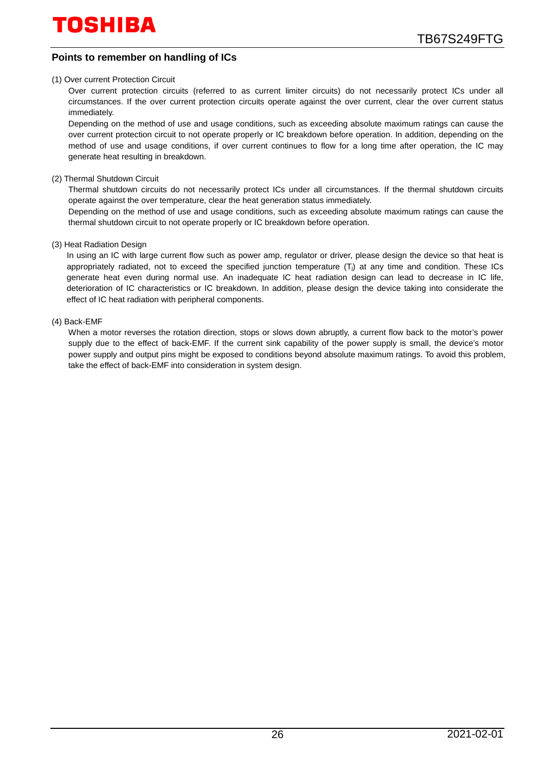## Points to remember on handling of ICs

(1) Over current Protection Circuit

Over current protection circuits (referred to as current limiter circuits) do not necessarily protect ICs under all circumstances. If the over current protection circuits operate against the over current, clear the over current status immediately.

Depending on the method of use and usage conditions, such as exceeding absolute maximum ratings can cause the over current protection circuit to not operate properly or IC breakdown before operation. In addition, depending on the method of use and usage conditions, if over current continues to flow for a long time after operation, the IC may generate heat resulting in breakdown.

(2) Thermal Shutdown Circuit

Thermal shutdown circuits do not necessarily protect ICs under all circumstances. If the thermal shutdown circuits operate against the over temperature, clear the heat generation status immediately.

Depending on the method of use and usage conditions, such as exceeding absolute maximum ratings can cause the thermal shutdown circuit to not operate properly or IC breakdown before operation.

(3) Heat Radiation Design

In using an IC with large current flow such as power amp, regulator or driver, please design the device so that heat is appropriately radiated, not to exceed the specified junction temperature ($T_j$) at any time and condition. These ICs generate heat even during normal use. An inadequate IC heat radiation design can lead to decrease in IC life, deterioration of IC characteristics or IC breakdown. In addition, please design the device taking into considerate the effect of IC heat radiation with peripheral components.

(4) Back-EMF

When a motor reverses the rotation direction, stops or slows down abruptly, a current flow back to the motor's power supply due to the effect of back-EMF. If the current sink capability of the power supply is small, the device's motor power supply and output pins might be exposed to conditions beyond absolute maximum ratings. To avoid this problem, take the effect of back-EMF into consideration in system design.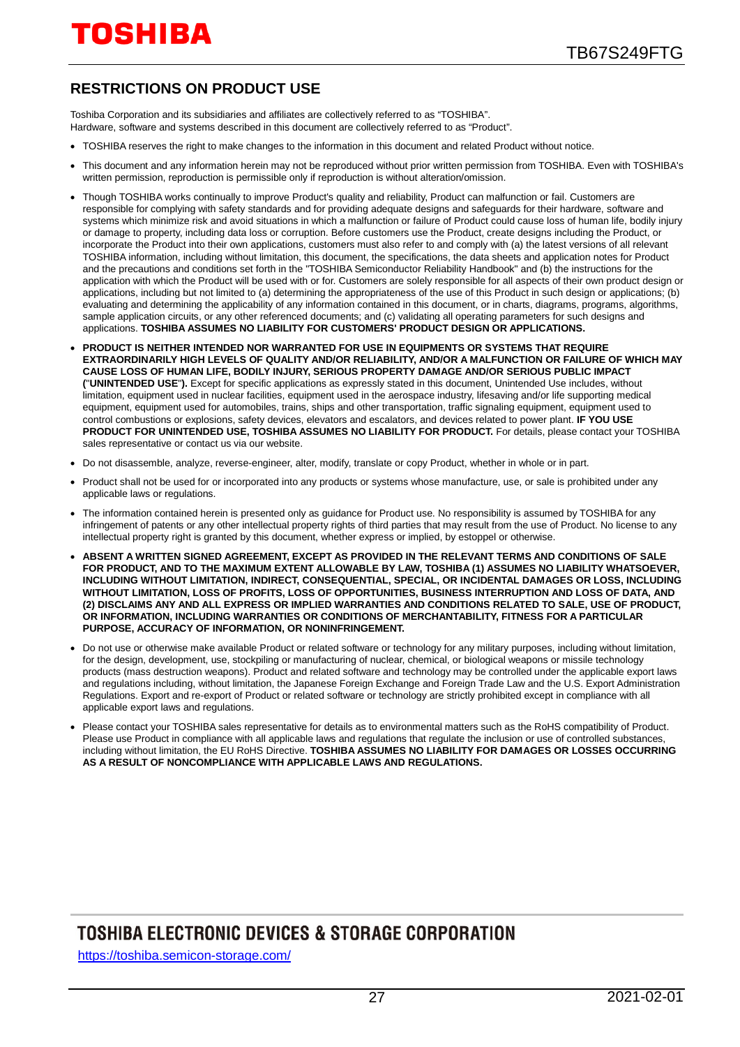## RESTRICTIONS ON PRODUCT USE

Toshiba Corporation and its subsidiaries and affiliates are collectively referred to as "TOSHIBA".
Hardware, software and systems described in this document are collectively referred to as "Product".

- TOSHIBA reserves the right to make changes to the information in this document and related Product without notice.
- This document and any information herein may not be reproduced without prior written permission from TOSHIBA. Even with TOSHIBA's written permission, reproduction is permissible only if reproduction is without alteration/omission.
- Though TOSHIBA works continually to improve Product's quality and reliability, Product can malfunction or fail. Customers are responsible for complying with safety standards and for providing adequate designs and safeguards for their hardware, software and systems which minimize risk and avoid situations in which a malfunction or failure of Product could cause loss of human life, bodily injury or damage to property, including data loss or corruption. Before customers use the Product, create designs including the Product, or incorporate the Product into their own applications, customers must also refer to and comply with (a) the latest versions of all relevant TOSHIBA information, including without limitation, this document, the specifications, the data sheets and application notes for Product and the precautions and conditions set forth in the "TOSHIBA Semiconductor Reliability Handbook" and (b) the instructions for the application with which the Product will be used with or for. Customers are solely responsible for all aspects of their own product design or applications, including but not limited to (a) determining the appropriateness of the use of this Product in such design or applications; (b) evaluating and determining the applicability of any information contained in this document, or in charts, diagrams, programs, algorithms, sample application circuits, or any other referenced documents; and (c) validating all operating parameters for such designs and applications. **TOSHIBA ASSUMES NO LIABILITY FOR CUSTOMERS' PRODUCT DESIGN OR APPLICATIONS.**
- **PRODUCT IS NEITHER INTENDED NOR WARRANTED FOR USE IN EQUIPMENTS OR SYSTEMS THAT REQUIRE EXTRAORDINARILY HIGH LEVELS OF QUALITY AND/OR RELIABILITY, AND/OR A MALFUNCTION OR FAILURE OF WHICH MAY CAUSE LOSS OF HUMAN LIFE, BODILY INJURY, SERIOUS PROPERTY DAMAGE AND/OR SERIOUS PUBLIC IMPACT ("UNINTENDED USE").** Except for specific applications as expressly stated in this document, Unintended Use includes, without limitation, equipment used in nuclear facilities, equipment used in the aerospace industry, lifesaving and/or life supporting medical equipment, equipment used for automobiles, trains, ships and other transportation, traffic signaling equipment, equipment used to control combustions or explosions, safety devices, elevators and escalators, and devices related to power plant. **IF YOU USE PRODUCT FOR UNINTENDED USE, TOSHIBA ASSUMES NO LIABILITY FOR PRODUCT.** For details, please contact your TOSHIBA sales representative or contact us via our website.
- Do not disassemble, analyze, reverse-engineer, alter, modify, translate or copy Product, whether in whole or in part.
- Product shall not be used for or incorporated into any products or systems whose manufacture, use, or sale is prohibited under any applicable laws or regulations.
- The information contained herein is presented only as guidance for Product use. No responsibility is assumed by TOSHIBA for any infringement of patents or any other intellectual property rights of third parties that may result from the use of Product. No license to any intellectual property right is granted by this document, whether express or implied, by estoppel or otherwise.
- **ABSENT A WRITTEN SIGNED AGREEMENT, EXCEPT AS PROVIDED IN THE RELEVANT TERMS AND CONDITIONS OF SALE FOR PRODUCT, AND TO THE MAXIMUM EXTENT ALLOWABLE BY LAW, TOSHIBA (1) ASSUMES NO LIABILITY WHATSOEVER, INCLUDING WITHOUT LIMITATION, INDIRECT, CONSEQUENTIAL, SPECIAL, OR INCIDENTAL DAMAGES OR LOSS, INCLUDING WITHOUT LIMITATION, LOSS OF PROFITS, LOSS OF OPPORTUNITIES, BUSINESS INTERRUPTION AND LOSS OF DATA, AND (2) DISCLAIMS ANY AND ALL EXPRESS OR IMPLIED WARRANTIES AND CONDITIONS RELATED TO SALE, USE OF PRODUCT, OR INFORMATION, INCLUDING WARRANTIES OR CONDITIONS OF MERCHANTABILITY, FITNESS FOR A PARTICULAR PURPOSE, ACCURACY OF INFORMATION, OR NONINFRINGEMENT.**
- Do not use or otherwise make available Product or related software or technology for any military purposes, including without limitation, for the design, development, use, stockpiling or manufacturing of nuclear, chemical, or biological weapons or missile technology products (mass destruction weapons). Product and related software and technology may be controlled under the applicable export laws and regulations including, without limitation, the Japanese Foreign Exchange and Foreign Trade Law and the U.S. Export Administration Regulations. Export and re-export of Product or related software or technology are strictly prohibited except in compliance with all applicable export laws and regulations.
- Please contact your TOSHIBA sales representative for details as to environmental matters such as the RoHS compatibility of Product. Please use Product in compliance with all applicable laws and regulations that regulate the inclusion or use of controlled substances, including without limitation, the EU RoHS Directive. **TOSHIBA ASSUMES NO LIABILITY FOR DAMAGES OR LOSSES OCCURRING AS A RESULT OF NONCOMPLIANCE WITH APPLICABLE LAWS AND REGULATIONS.**

## TOSHIBA ELECTRONIC DEVICES & STORAGE CORPORATION

https://toshiba.semicon-storage.com/